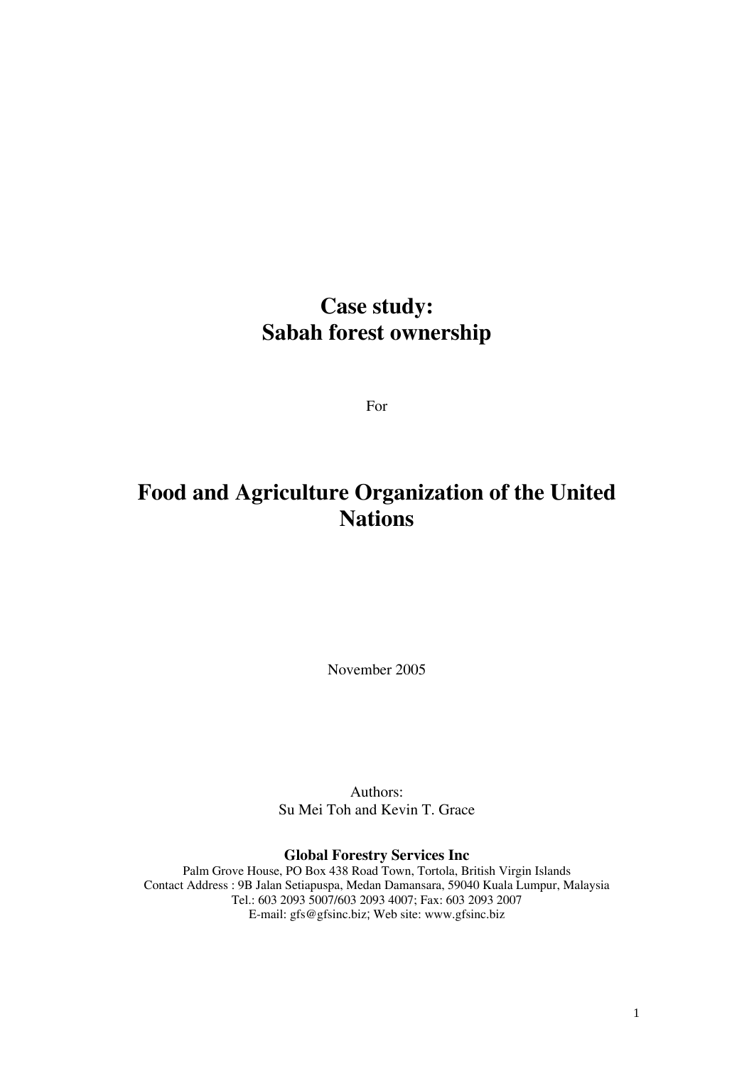# Case study:
# Sabah forest ownership

For

# Food and Agriculture Organization of the United Nations

November 2005

Authors:
Su Mei Toh and Kevin T. Grace

**Global Forestry Services Inc**
Palm Grove House, PO Box 438 Road Town, Tortola, British Virgin Islands
Contact Address : 9B Jalan Setiapuspa, Medan Damansara, 59040 Kuala Lumpur, Malaysia
Tel.: 603 2093 5007/603 2093 4007; Fax: 603 2093 2007
E-mail: gfs@gfsinc.biz; Web site: www.gfsinc.biz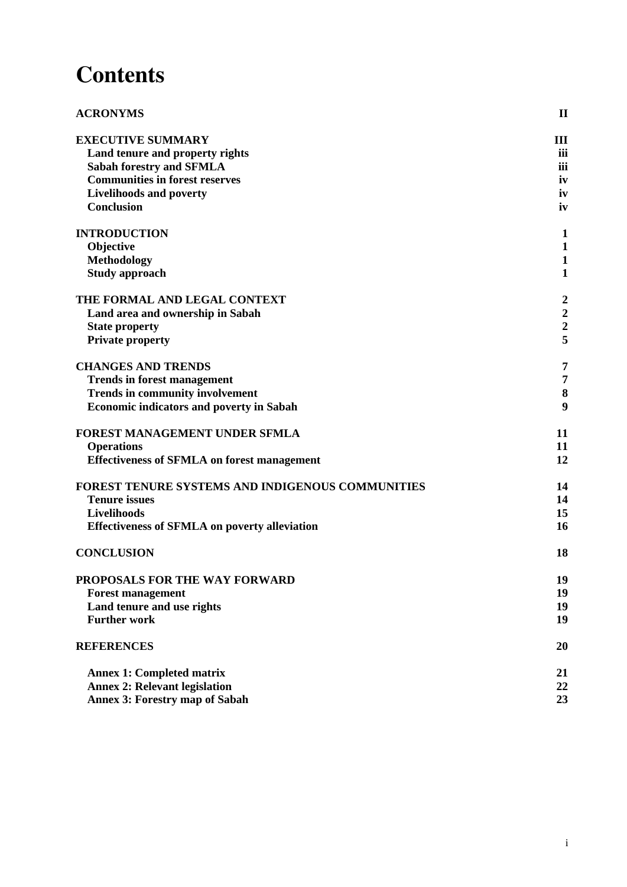# Contents

| | |
|---|---|
| **ACRONYMS** | **II** |
| **EXECUTIVE SUMMARY** | **III** |
| **Land tenure and property rights** | **iii** |
| **Sabah forestry and SFMLA** | **iii** |
| **Communities in forest reserves** | **iv** |
| **Livelihoods and poverty** | **iv** |
| **Conclusion** | **iv** |
| **INTRODUCTION** | **1** |
| **Objective** | **1** |
| **Methodology** | **1** |
| **Study approach** | **1** |
| **THE FORMAL AND LEGAL CONTEXT** | **2** |
| **Land area and ownership in Sabah** | **2** |
| **State property** | **2** |
| **Private property** | **5** |
| **CHANGES AND TRENDS** | **7** |
| **Trends in forest management** | **7** |
| **Trends in community involvement** | **8** |
| **Economic indicators and poverty in Sabah** | **9** |
| **FOREST MANAGEMENT UNDER SFMLA** | **11** |
| **Operations** | **11** |
| **Effectiveness of SFMLA on forest management** | **12** |
| **FOREST TENURE SYSTEMS AND INDIGENOUS COMMUNITIES** | **14** |
| **Tenure issues** | **14** |
| **Livelihoods** | **15** |
| **Effectiveness of SFMLA on poverty alleviation** | **16** |
| **CONCLUSION** | **18** |
| **PROPOSALS FOR THE WAY FORWARD** | **19** |
| **Forest management** | **19** |
| **Land tenure and use rights** | **19** |
| **Further work** | **19** |
| **REFERENCES** | **20** |
| **Annex 1: Completed matrix** | **21** |
| **Annex 2: Relevant legislation** | **22** |
| **Annex 3: Forestry map of Sabah** | **23** |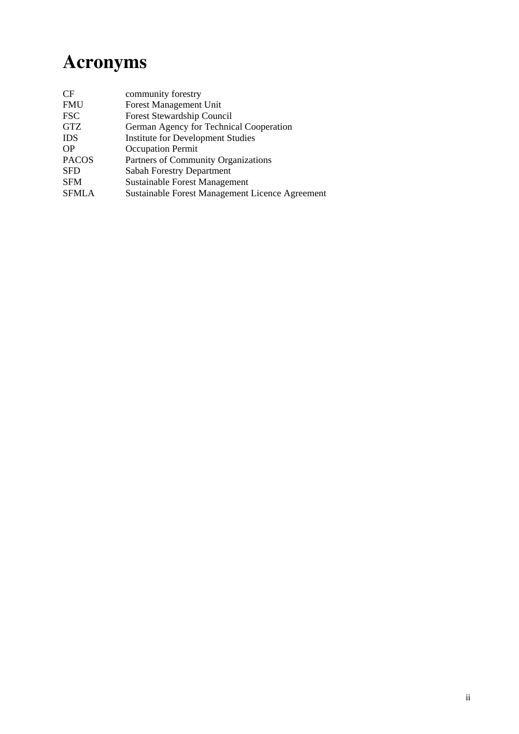# Acronyms

| | |
|---|---|
| CF | community forestry |
| FMU | Forest Management Unit |
| FSC | Forest Stewardship Council |
| GTZ | German Agency for Technical Cooperation |
| IDS | Institute for Development Studies |
| OP | Occupation Permit |
| PACOS | Partners of Community Organizations |
| SFD | Sabah Forestry Department |
| SFM | Sustainable Forest Management |
| SFMLA | Sustainable Forest Management Licence Agreement |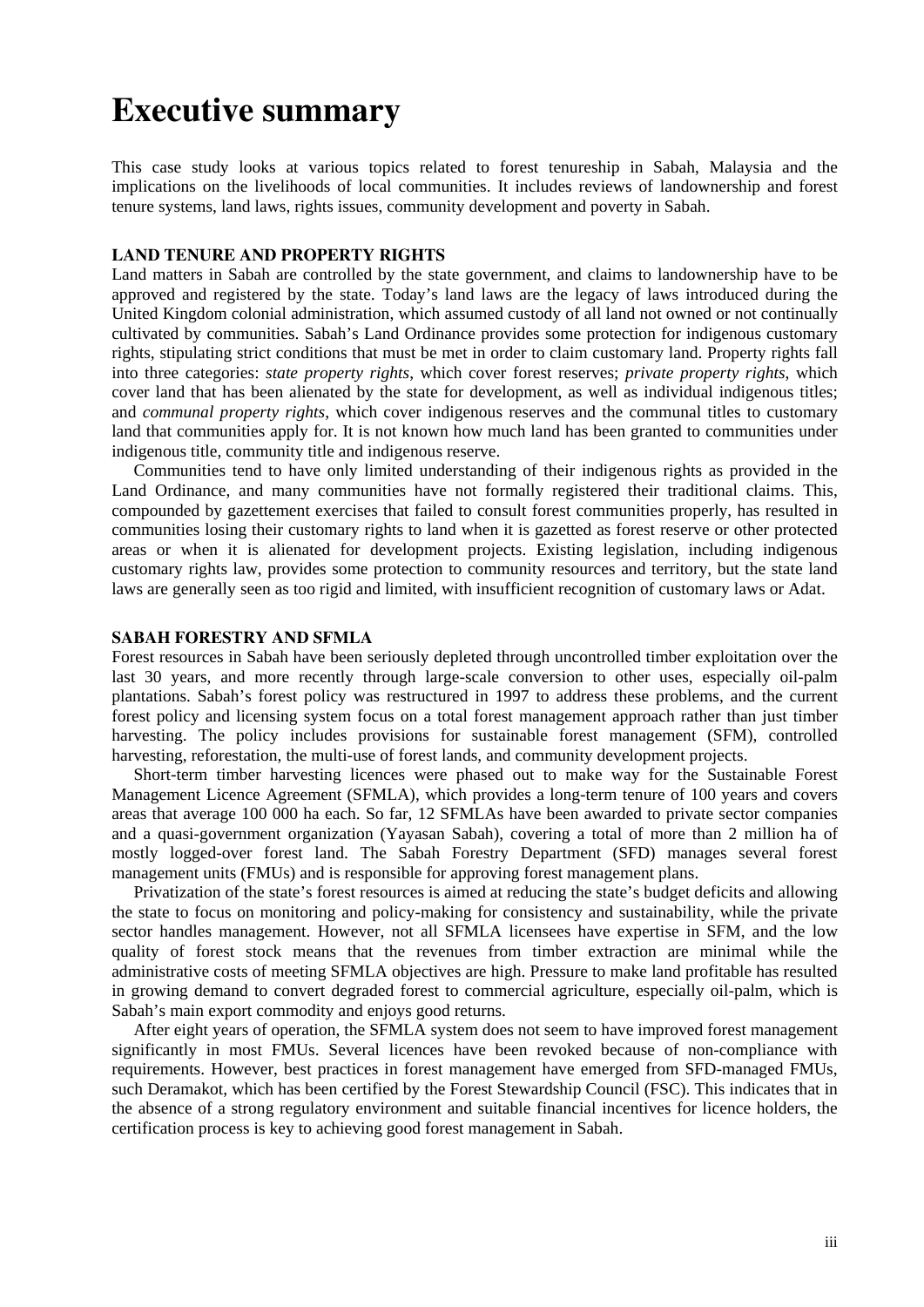# Executive summary

This case study looks at various topics related to forest tenureship in Sabah, Malaysia and the implications on the livelihoods of local communities. It includes reviews of landownership and forest tenure systems, land laws, rights issues, community development and poverty in Sabah.

### LAND TENURE AND PROPERTY RIGHTS

Land matters in Sabah are controlled by the state government, and claims to landownership have to be approved and registered by the state. Today's land laws are the legacy of laws introduced during the United Kingdom colonial administration, which assumed custody of all land not owned or not continually cultivated by communities. Sabah's Land Ordinance provides some protection for indigenous customary rights, stipulating strict conditions that must be met in order to claim customary land. Property rights fall into three categories: *state property rights*, which cover forest reserves; *private property rights*, which cover land that has been alienated by the state for development, as well as individual indigenous titles; and *communal property rights*, which cover indigenous reserves and the communal titles to customary land that communities apply for. It is not known how much land has been granted to communities under indigenous title, community title and indigenous reserve.

Communities tend to have only limited understanding of their indigenous rights as provided in the Land Ordinance, and many communities have not formally registered their traditional claims. This, compounded by gazettement exercises that failed to consult forest communities properly, has resulted in communities losing their customary rights to land when it is gazetted as forest reserve or other protected areas or when it is alienated for development projects. Existing legislation, including indigenous customary rights law, provides some protection to community resources and territory, but the state land laws are generally seen as too rigid and limited, with insufficient recognition of customary laws or Adat.

### SABAH FORESTRY AND SFMLA

Forest resources in Sabah have been seriously depleted through uncontrolled timber exploitation over the last 30 years, and more recently through large-scale conversion to other uses, especially oil-palm plantations. Sabah's forest policy was restructured in 1997 to address these problems, and the current forest policy and licensing system focus on a total forest management approach rather than just timber harvesting. The policy includes provisions for sustainable forest management (SFM), controlled harvesting, reforestation, the multi-use of forest lands, and community development projects.

Short-term timber harvesting licences were phased out to make way for the Sustainable Forest Management Licence Agreement (SFMLA), which provides a long-term tenure of 100 years and covers areas that average 100 000 ha each. So far, 12 SFMLAs have been awarded to private sector companies and a quasi-government organization (Yayasan Sabah), covering a total of more than 2 million ha of mostly logged-over forest land. The Sabah Forestry Department (SFD) manages several forest management units (FMUs) and is responsible for approving forest management plans.

Privatization of the state's forest resources is aimed at reducing the state's budget deficits and allowing the state to focus on monitoring and policy-making for consistency and sustainability, while the private sector handles management. However, not all SFMLA licensees have expertise in SFM, and the low quality of forest stock means that the revenues from timber extraction are minimal while the administrative costs of meeting SFMLA objectives are high. Pressure to make land profitable has resulted in growing demand to convert degraded forest to commercial agriculture, especially oil-palm, which is Sabah's main export commodity and enjoys good returns.

After eight years of operation, the SFMLA system does not seem to have improved forest management significantly in most FMUs. Several licences have been revoked because of non-compliance with requirements. However, best practices in forest management have emerged from SFD-managed FMUs, such Deramakot, which has been certified by the Forest Stewardship Council (FSC). This indicates that in the absence of a strong regulatory environment and suitable financial incentives for licence holders, the certification process is key to achieving good forest management in Sabah.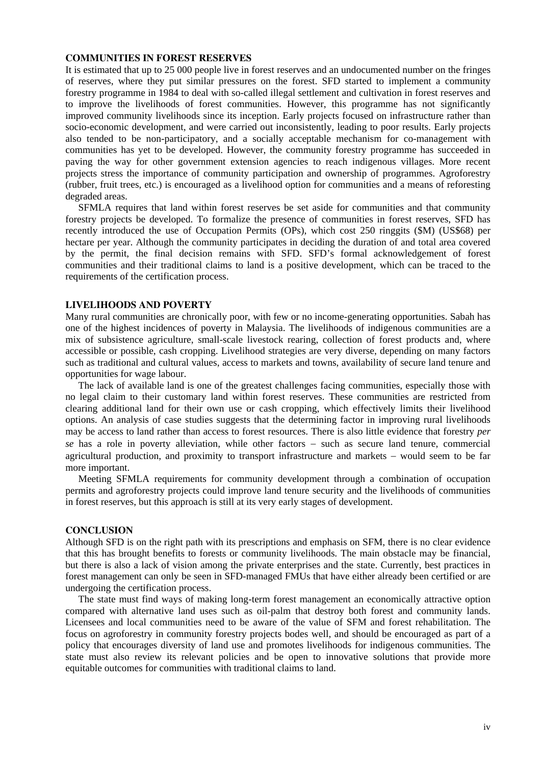## COMMUNITIES IN FOREST RESERVES

It is estimated that up to 25 000 people live in forest reserves and an undocumented number on the fringes of reserves, where they put similar pressures on the forest. SFD started to implement a community forestry programme in 1984 to deal with so-called illegal settlement and cultivation in forest reserves and to improve the livelihoods of forest communities. However, this programme has not significantly improved community livelihoods since its inception. Early projects focused on infrastructure rather than socio-economic development, and were carried out inconsistently, leading to poor results. Early projects also tended to be non-participatory, and a socially acceptable mechanism for co-management with communities has yet to be developed. However, the community forestry programme has succeeded in paving the way for other government extension agencies to reach indigenous villages. More recent projects stress the importance of community participation and ownership of programmes. Agroforestry (rubber, fruit trees, etc.) is encouraged as a livelihood option for communities and a means of reforesting degraded areas.

SFMLA requires that land within forest reserves be set aside for communities and that community forestry projects be developed. To formalize the presence of communities in forest reserves, SFD has recently introduced the use of Occupation Permits (OPs), which cost 250 ringgits ($M) (US$68) per hectare per year. Although the community participates in deciding the duration of and total area covered by the permit, the final decision remains with SFD. SFD's formal acknowledgement of forest communities and their traditional claims to land is a positive development, which can be traced to the requirements of the certification process.

## LIVELIHOODS AND POVERTY

Many rural communities are chronically poor, with few or no income-generating opportunities. Sabah has one of the highest incidences of poverty in Malaysia. The livelihoods of indigenous communities are a mix of subsistence agriculture, small-scale livestock rearing, collection of forest products and, where accessible or possible, cash cropping. Livelihood strategies are very diverse, depending on many factors such as traditional and cultural values, access to markets and towns, availability of secure land tenure and opportunities for wage labour.

The lack of available land is one of the greatest challenges facing communities, especially those with no legal claim to their customary land within forest reserves. These communities are restricted from clearing additional land for their own use or cash cropping, which effectively limits their livelihood options. An analysis of case studies suggests that the determining factor in improving rural livelihoods may be access to land rather than access to forest resources. There is also little evidence that forestry *per se* has a role in poverty alleviation, while other factors – such as secure land tenure, commercial agricultural production, and proximity to transport infrastructure and markets – would seem to be far more important.

Meeting SFMLA requirements for community development through a combination of occupation permits and agroforestry projects could improve land tenure security and the livelihoods of communities in forest reserves, but this approach is still at its very early stages of development.

## CONCLUSION

Although SFD is on the right path with its prescriptions and emphasis on SFM, there is no clear evidence that this has brought benefits to forests or community livelihoods. The main obstacle may be financial, but there is also a lack of vision among the private enterprises and the state. Currently, best practices in forest management can only be seen in SFD-managed FMUs that have either already been certified or are undergoing the certification process.

The state must find ways of making long-term forest management an economically attractive option compared with alternative land uses such as oil-palm that destroy both forest and community lands. Licensees and local communities need to be aware of the value of SFM and forest rehabilitation. The focus on agroforestry in community forestry projects bodes well, and should be encouraged as part of a policy that encourages diversity of land use and promotes livelihoods for indigenous communities. The state must also review its relevant policies and be open to innovative solutions that provide more equitable outcomes for communities with traditional claims to land.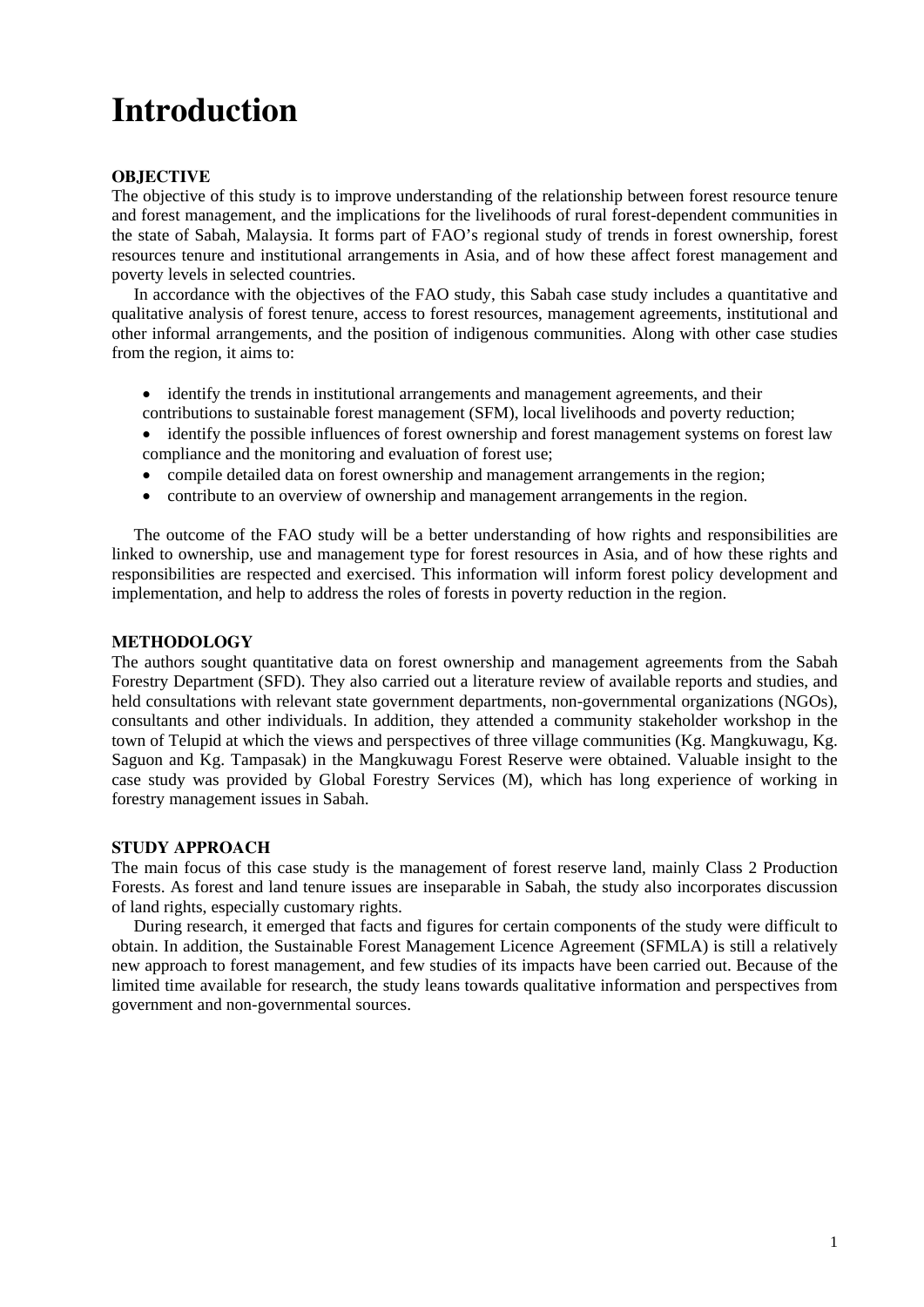# Introduction

**OBJECTIVE**

The objective of this study is to improve understanding of the relationship between forest resource tenure and forest management, and the implications for the livelihoods of rural forest-dependent communities in the state of Sabah, Malaysia. It forms part of FAO's regional study of trends in forest ownership, forest resources tenure and institutional arrangements in Asia, and of how these affect forest management and poverty levels in selected countries.

In accordance with the objectives of the FAO study, this Sabah case study includes a quantitative and qualitative analysis of forest tenure, access to forest resources, management agreements, institutional and other informal arrangements, and the position of indigenous communities. Along with other case studies from the region, it aims to:

- identify the trends in institutional arrangements and management agreements, and their contributions to sustainable forest management (SFM), local livelihoods and poverty reduction;
- identify the possible influences of forest ownership and forest management systems on forest law compliance and the monitoring and evaluation of forest use;
- compile detailed data on forest ownership and management arrangements in the region;
- contribute to an overview of ownership and management arrangements in the region.

The outcome of the FAO study will be a better understanding of how rights and responsibilities are linked to ownership, use and management type for forest resources in Asia, and of how these rights and responsibilities are respected and exercised. This information will inform forest policy development and implementation, and help to address the roles of forests in poverty reduction in the region.

**METHODOLOGY**

The authors sought quantitative data on forest ownership and management agreements from the Sabah Forestry Department (SFD). They also carried out a literature review of available reports and studies, and held consultations with relevant state government departments, non-governmental organizations (NGOs), consultants and other individuals. In addition, they attended a community stakeholder workshop in the town of Telupid at which the views and perspectives of three village communities (Kg. Mangkuwagu, Kg. Saguon and Kg. Tampasak) in the Mangkuwagu Forest Reserve were obtained. Valuable insight to the case study was provided by Global Forestry Services (M), which has long experience of working in forestry management issues in Sabah.

**STUDY APPROACH**

The main focus of this case study is the management of forest reserve land, mainly Class 2 Production Forests. As forest and land tenure issues are inseparable in Sabah, the study also incorporates discussion of land rights, especially customary rights.

During research, it emerged that facts and figures for certain components of the study were difficult to obtain. In addition, the Sustainable Forest Management Licence Agreement (SFMLA) is still a relatively new approach to forest management, and few studies of its impacts have been carried out. Because of the limited time available for research, the study leans towards qualitative information and perspectives from government and non-governmental sources.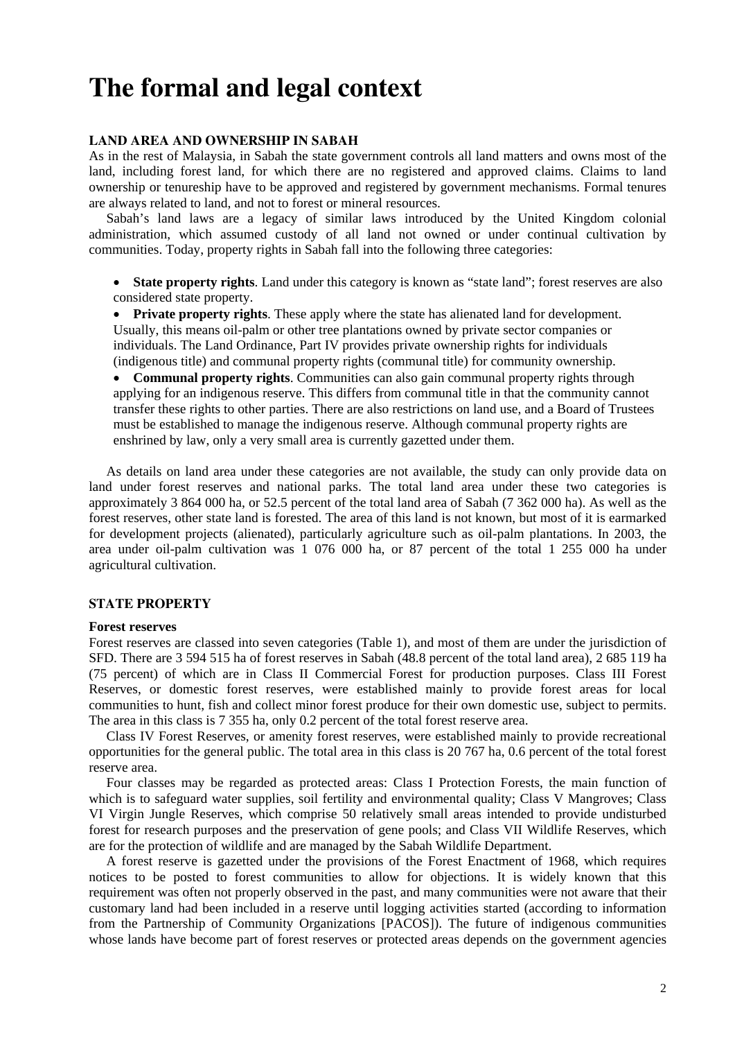# The formal and legal context

### LAND AREA AND OWNERSHIP IN SABAH

As in the rest of Malaysia, in Sabah the state government controls all land matters and owns most of the land, including forest land, for which there are no registered and approved claims. Claims to land ownership or tenureship have to be approved and registered by government mechanisms. Formal tenures are always related to land, and not to forest or mineral resources.

Sabah's land laws are a legacy of similar laws introduced by the United Kingdom colonial administration, which assumed custody of all land not owned or under continual cultivation by communities. Today, property rights in Sabah fall into the following three categories:

- **State property rights**. Land under this category is known as "state land"; forest reserves are also considered state property.
- **Private property rights**. These apply where the state has alienated land for development. Usually, this means oil-palm or other tree plantations owned by private sector companies or individuals. The Land Ordinance, Part IV provides private ownership rights for individuals (indigenous title) and communal property rights (communal title) for community ownership.
- **Communal property rights**. Communities can also gain communal property rights through applying for an indigenous reserve. This differs from communal title in that the community cannot transfer these rights to other parties. There are also restrictions on land use, and a Board of Trustees must be established to manage the indigenous reserve. Although communal property rights are enshrined by law, only a very small area is currently gazetted under them.

As details on land area under these categories are not available, the study can only provide data on land under forest reserves and national parks. The total land area under these two categories is approximately 3 864 000 ha, or 52.5 percent of the total land area of Sabah (7 362 000 ha). As well as the forest reserves, other state land is forested. The area of this land is not known, but most of it is earmarked for development projects (alienated), particularly agriculture such as oil-palm plantations. In 2003, the area under oil-palm cultivation was 1 076 000 ha, or 87 percent of the total 1 255 000 ha under agricultural cultivation.

### STATE PROPERTY

#### Forest reserves

Forest reserves are classed into seven categories (Table 1), and most of them are under the jurisdiction of SFD. There are 3 594 515 ha of forest reserves in Sabah (48.8 percent of the total land area), 2 685 119 ha (75 percent) of which are in Class II Commercial Forest for production purposes. Class III Forest Reserves, or domestic forest reserves, were established mainly to provide forest areas for local communities to hunt, fish and collect minor forest produce for their own domestic use, subject to permits. The area in this class is 7 355 ha, only 0.2 percent of the total forest reserve area.

Class IV Forest Reserves, or amenity forest reserves, were established mainly to provide recreational opportunities for the general public. The total area in this class is 20 767 ha, 0.6 percent of the total forest reserve area.

Four classes may be regarded as protected areas: Class I Protection Forests, the main function of which is to safeguard water supplies, soil fertility and environmental quality; Class V Mangroves; Class VI Virgin Jungle Reserves, which comprise 50 relatively small areas intended to provide undisturbed forest for research purposes and the preservation of gene pools; and Class VII Wildlife Reserves, which are for the protection of wildlife and are managed by the Sabah Wildlife Department.

A forest reserve is gazetted under the provisions of the Forest Enactment of 1968, which requires notices to be posted to forest communities to allow for objections. It is widely known that this requirement was often not properly observed in the past, and many communities were not aware that their customary land had been included in a reserve until logging activities started (according to information from the Partnership of Community Organizations [PACOS]). The future of indigenous communities whose lands have become part of forest reserves or protected areas depends on the government agencies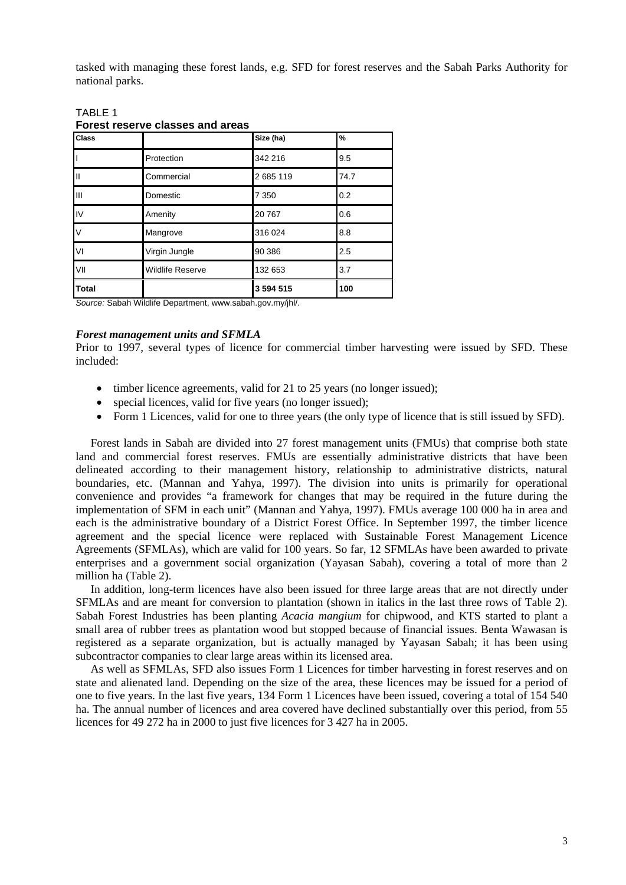tasked with managing these forest lands, e.g. SFD for forest reserves and the Sabah Parks Authority for national parks.

TABLE 1
**Forest reserve classes and areas**

| Class | | Size (ha) | % |
|---|---|---|---|
| I | Protection | 342 216 | 9.5 |
| II | Commercial | 2 685 119 | 74.7 |
| III | Domestic | 7 350 | 0.2 |
| IV | Amenity | 20 767 | 0.6 |
| V | Mangrove | 316 024 | 8.8 |
| VI | Virgin Jungle | 90 386 | 2.5 |
| VII | Wildlife Reserve | 132 653 | 3.7 |
| **Total** | | **3 594 515** | **100** |

*Source:* Sabah Wildlife Department, www.sabah.gov.my/jhl/.

### *Forest management units and SFMLA*

Prior to 1997, several types of licence for commercial timber harvesting were issued by SFD. These included:

- timber licence agreements, valid for 21 to 25 years (no longer issued);
- special licences, valid for five years (no longer issued);
- Form 1 Licences, valid for one to three years (the only type of licence that is still issued by SFD).

Forest lands in Sabah are divided into 27 forest management units (FMUs) that comprise both state land and commercial forest reserves. FMUs are essentially administrative districts that have been delineated according to their management history, relationship to administrative districts, natural boundaries, etc. (Mannan and Yahya, 1997). The division into units is primarily for operational convenience and provides "a framework for changes that may be required in the future during the implementation of SFM in each unit" (Mannan and Yahya, 1997). FMUs average 100 000 ha in area and each is the administrative boundary of a District Forest Office. In September 1997, the timber licence agreement and the special licence were replaced with Sustainable Forest Management Licence Agreements (SFMLAs), which are valid for 100 years. So far, 12 SFMLAs have been awarded to private enterprises and a government social organization (Yayasan Sabah), covering a total of more than 2 million ha (Table 2).

In addition, long-term licences have also been issued for three large areas that are not directly under SFMLAs and are meant for conversion to plantation (shown in italics in the last three rows of Table 2). Sabah Forest Industries has been planting *Acacia mangium* for chipwood, and KTS started to plant a small area of rubber trees as plantation wood but stopped because of financial issues. Benta Wawasan is registered as a separate organization, but is actually managed by Yayasan Sabah; it has been using subcontractor companies to clear large areas within its licensed area.

As well as SFMLAs, SFD also issues Form 1 Licences for timber harvesting in forest reserves and on state and alienated land. Depending on the size of the area, these licences may be issued for a period of one to five years. In the last five years, 134 Form 1 Licences have been issued, covering a total of 154 540 ha. The annual number of licences and area covered have declined substantially over this period, from 55 licences for 49 272 ha in 2000 to just five licences for 3 427 ha in 2005.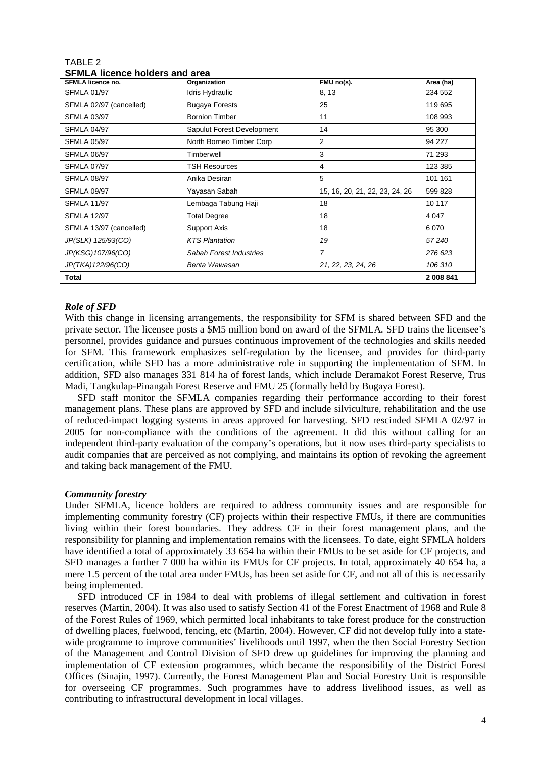TABLE 2
**SFMLA licence holders and area**

| SFMLA licence no. | Organization | FMU no(s). | Area (ha) |
|---|---|---|---|
| SFMLA 01/97 | Idris Hydraulic | 8, 13 | 234 552 |
| SFMLA 02/97 (cancelled) | Bugaya Forests | 25 | 119 695 |
| SFMLA 03/97 | Bornion Timber | 11 | 108 993 |
| SFMLA 04/97 | Sapulut Forest Development | 14 | 95 300 |
| SFMLA 05/97 | North Borneo Timber Corp | 2 | 94 227 |
| SFMLA 06/97 | Timberwell | 3 | 71 293 |
| SFMLA 07/97 | TSH Resources | 4 | 123 385 |
| SFMLA 08/97 | Anika Desiran | 5 | 101 161 |
| SFMLA 09/97 | Yayasan Sabah | 15, 16, 20, 21, 22, 23, 24, 26 | 599 828 |
| SFMLA 11/97 | Lembaga Tabung Haji | 18 | 10 117 |
| SFMLA 12/97 | Total Degree | 18 | 4 047 |
| SFMLA 13/97 (cancelled) | Support Axis | 18 | 6 070 |
| *JP(SLK) 125/93(CO)* | *KTS Plantation* | *19* | *57 240* |
| *JP(KSG)107/96(CO)* | *Sabah Forest Industries* | *7* | *276 623* |
| *JP(TKA)122/96(CO)* | *Benta Wawasan* | *21, 22, 23, 24, 26* | *106 310* |
| **Total** | | | **2 008 841** |

### *Role of SFD*

With this change in licensing arrangements, the responsibility for SFM is shared between SFD and the private sector. The licensee posts a $M5 million bond on award of the SFMLA. SFD trains the licensee's personnel, provides guidance and pursues continuous improvement of the technologies and skills needed for SFM. This framework emphasizes self-regulation by the licensee, and provides for third-party certification, while SFD has a more administrative role in supporting the implementation of SFM. In addition, SFD also manages 331 814 ha of forest lands, which include Deramakot Forest Reserve, Trus Madi, Tangkulap-Pinangah Forest Reserve and FMU 25 (formally held by Bugaya Forest).

SFD staff monitor the SFMLA companies regarding their performance according to their forest management plans. These plans are approved by SFD and include silviculture, rehabilitation and the use of reduced-impact logging systems in areas approved for harvesting. SFD rescinded SFMLA 02/97 in 2005 for non-compliance with the conditions of the agreement. It did this without calling for an independent third-party evaluation of the company's operations, but it now uses third-party specialists to audit companies that are perceived as not complying, and maintains its option of revoking the agreement and taking back management of the FMU.

### *Community forestry*

Under SFMLA, licence holders are required to address community issues and are responsible for implementing community forestry (CF) projects within their respective FMUs, if there are communities living within their forest boundaries. They address CF in their forest management plans, and the responsibility for planning and implementation remains with the licensees. To date, eight SFMLA holders have identified a total of approximately 33 654 ha within their FMUs to be set aside for CF projects, and SFD manages a further 7 000 ha within its FMUs for CF projects. In total, approximately 40 654 ha, a mere 1.5 percent of the total area under FMUs, has been set aside for CF, and not all of this is necessarily being implemented.

SFD introduced CF in 1984 to deal with problems of illegal settlement and cultivation in forest reserves (Martin, 2004). It was also used to satisfy Section 41 of the Forest Enactment of 1968 and Rule 8 of the Forest Rules of 1969, which permitted local inhabitants to take forest produce for the construction of dwelling places, fuelwood, fencing, etc (Martin, 2004). However, CF did not develop fully into a state-wide programme to improve communities' livelihoods until 1997, when the then Social Forestry Section of the Management and Control Division of SFD drew up guidelines for improving the planning and implementation of CF extension programmes, which became the responsibility of the District Forest Offices (Sinajin, 1997). Currently, the Forest Management Plan and Social Forestry Unit is responsible for overseeing CF programmes. Such programmes have to address livelihood issues, as well as contributing to infrastructural development in local villages.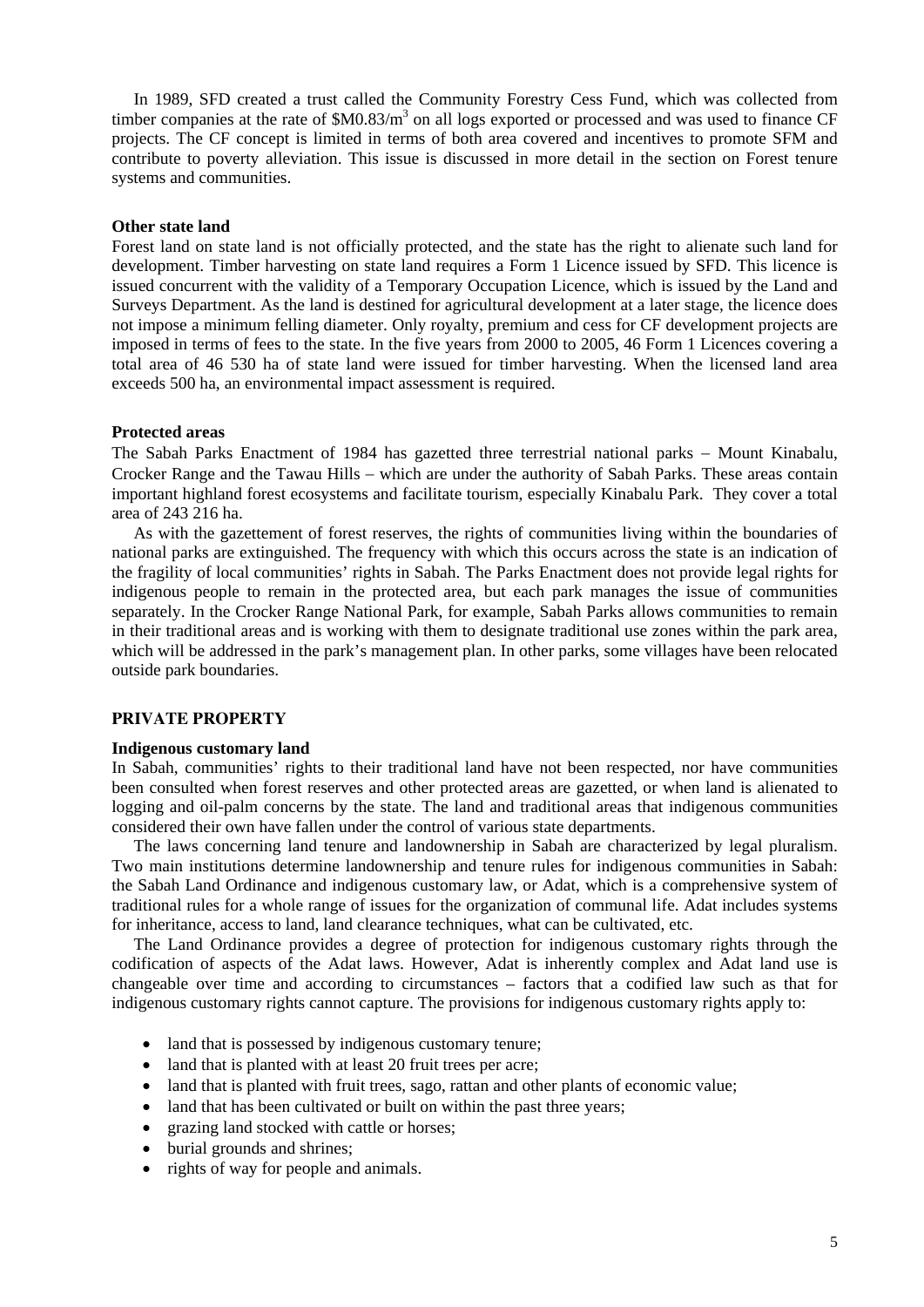In 1989, SFD created a trust called the Community Forestry Cess Fund, which was collected from timber companies at the rate of $M0.83/m$^3$ on all logs exported or processed and was used to finance CF projects. The CF concept is limited in terms of both area covered and incentives to promote SFM and contribute to poverty alleviation. This issue is discussed in more detail in the section on Forest tenure systems and communities.

**Other state land**

Forest land on state land is not officially protected, and the state has the right to alienate such land for development. Timber harvesting on state land requires a Form 1 Licence issued by SFD. This licence is issued concurrent with the validity of a Temporary Occupation Licence, which is issued by the Land and Surveys Department. As the land is destined for agricultural development at a later stage, the licence does not impose a minimum felling diameter. Only royalty, premium and cess for CF development projects are imposed in terms of fees to the state. In the five years from 2000 to 2005, 46 Form 1 Licences covering a total area of 46 530 ha of state land were issued for timber harvesting. When the licensed land area exceeds 500 ha, an environmental impact assessment is required.

**Protected areas**

The Sabah Parks Enactment of 1984 has gazetted three terrestrial national parks – Mount Kinabalu, Crocker Range and the Tawau Hills – which are under the authority of Sabah Parks. These areas contain important highland forest ecosystems and facilitate tourism, especially Kinabalu Park. They cover a total area of 243 216 ha.

As with the gazettement of forest reserves, the rights of communities living within the boundaries of national parks are extinguished. The frequency with which this occurs across the state is an indication of the fragility of local communities' rights in Sabah. The Parks Enactment does not provide legal rights for indigenous people to remain in the protected area, but each park manages the issue of communities separately. In the Crocker Range National Park, for example, Sabah Parks allows communities to remain in their traditional areas and is working with them to designate traditional use zones within the park area, which will be addressed in the park's management plan. In other parks, some villages have been relocated outside park boundaries.

## PRIVATE PROPERTY

**Indigenous customary land**

In Sabah, communities' rights to their traditional land have not been respected, nor have communities been consulted when forest reserves and other protected areas are gazetted, or when land is alienated to logging and oil-palm concerns by the state. The land and traditional areas that indigenous communities considered their own have fallen under the control of various state departments.

The laws concerning land tenure and landownership in Sabah are characterized by legal pluralism. Two main institutions determine landownership and tenure rules for indigenous communities in Sabah: the Sabah Land Ordinance and indigenous customary law, or Adat, which is a comprehensive system of traditional rules for a whole range of issues for the organization of communal life. Adat includes systems for inheritance, access to land, land clearance techniques, what can be cultivated, etc.

The Land Ordinance provides a degree of protection for indigenous customary rights through the codification of aspects of the Adat laws. However, Adat is inherently complex and Adat land use is changeable over time and according to circumstances – factors that a codified law such as that for indigenous customary rights cannot capture. The provisions for indigenous customary rights apply to:

- land that is possessed by indigenous customary tenure;
- land that is planted with at least 20 fruit trees per acre;
- land that is planted with fruit trees, sago, rattan and other plants of economic value;
- land that has been cultivated or built on within the past three years;
- grazing land stocked with cattle or horses;
- burial grounds and shrines;
- rights of way for people and animals.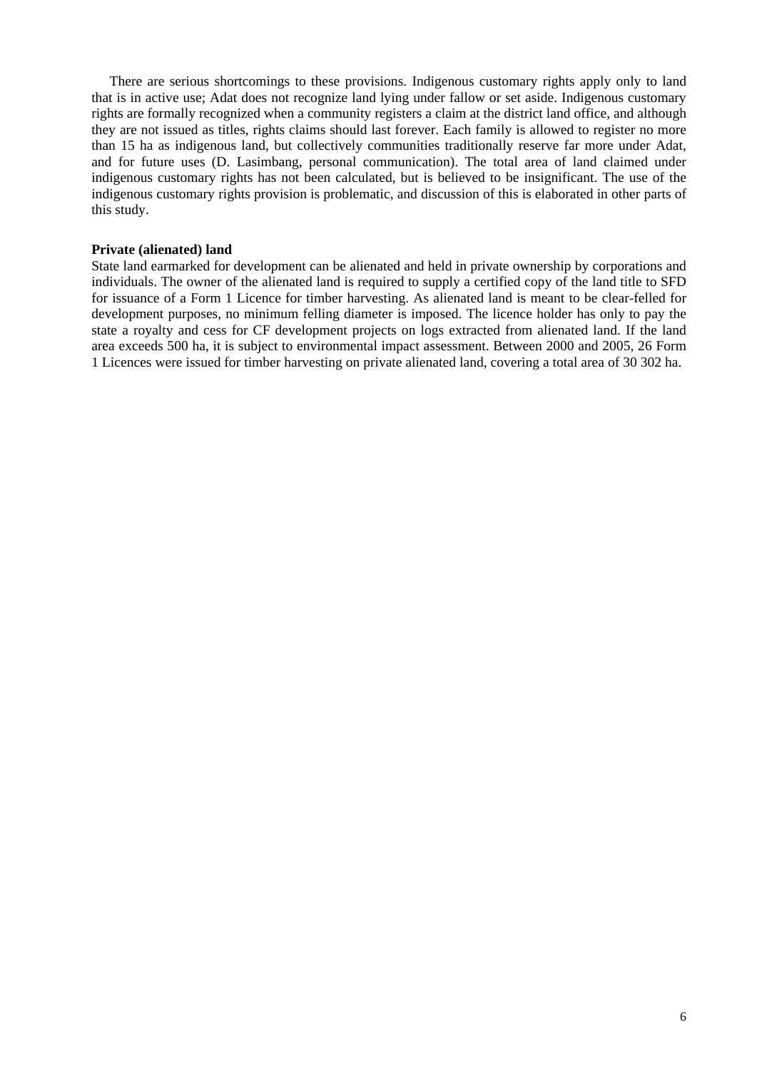There are serious shortcomings to these provisions. Indigenous customary rights apply only to land that is in active use; Adat does not recognize land lying under fallow or set aside. Indigenous customary rights are formally recognized when a community registers a claim at the district land office, and although they are not issued as titles, rights claims should last forever. Each family is allowed to register no more than 15 ha as indigenous land, but collectively communities traditionally reserve far more under Adat, and for future uses (D. Lasimbang, personal communication). The total area of land claimed under indigenous customary rights has not been calculated, but is believed to be insignificant. The use of the indigenous customary rights provision is problematic, and discussion of this is elaborated in other parts of this study.

**Private (alienated) land**

State land earmarked for development can be alienated and held in private ownership by corporations and individuals. The owner of the alienated land is required to supply a certified copy of the land title to SFD for issuance of a Form 1 Licence for timber harvesting. As alienated land is meant to be clear-felled for development purposes, no minimum felling diameter is imposed. The licence holder has only to pay the state a royalty and cess for CF development projects on logs extracted from alienated land. If the land area exceeds 500 ha, it is subject to environmental impact assessment. Between 2000 and 2005, 26 Form 1 Licences were issued for timber harvesting on private alienated land, covering a total area of 30 302 ha.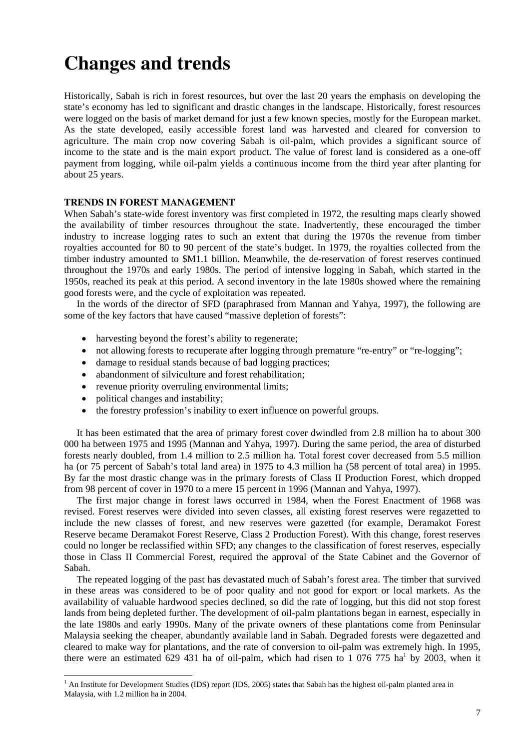# Changes and trends

Historically, Sabah is rich in forest resources, but over the last 20 years the emphasis on developing the state's economy has led to significant and drastic changes in the landscape. Historically, forest resources were logged on the basis of market demand for just a few known species, mostly for the European market. As the state developed, easily accessible forest land was harvested and cleared for conversion to agriculture. The main crop now covering Sabah is oil-palm, which provides a significant source of income to the state and is the main export product. The value of forest land is considered as a one-off payment from logging, while oil-palm yields a continuous income from the third year after planting for about 25 years.

**TRENDS IN FOREST MANAGEMENT**

When Sabah's state-wide forest inventory was first completed in 1972, the resulting maps clearly showed the availability of timber resources throughout the state. Inadvertently, these encouraged the timber industry to increase logging rates to such an extent that during the 1970s the revenue from timber royalties accounted for 80 to 90 percent of the state's budget. In 1979, the royalties collected from the timber industry amounted to $M1.1 billion. Meanwhile, the de-reservation of forest reserves continued throughout the 1970s and early 1980s. The period of intensive logging in Sabah, which started in the 1950s, reached its peak at this period. A second inventory in the late 1980s showed where the remaining good forests were, and the cycle of exploitation was repeated.

In the words of the director of SFD (paraphrased from Mannan and Yahya, 1997), the following are some of the key factors that have caused "massive depletion of forests":

- harvesting beyond the forest's ability to regenerate;
- not allowing forests to recuperate after logging through premature "re-entry" or "re-logging";
- damage to residual stands because of bad logging practices;
- abandonment of silviculture and forest rehabilitation;
- revenue priority overruling environmental limits;
- political changes and instability;
- the forestry profession's inability to exert influence on powerful groups.

It has been estimated that the area of primary forest cover dwindled from 2.8 million ha to about 300 000 ha between 1975 and 1995 (Mannan and Yahya, 1997). During the same period, the area of disturbed forests nearly doubled, from 1.4 million to 2.5 million ha. Total forest cover decreased from 5.5 million ha (or 75 percent of Sabah's total land area) in 1975 to 4.3 million ha (58 percent of total area) in 1995. By far the most drastic change was in the primary forests of Class II Production Forest, which dropped from 98 percent of cover in 1970 to a mere 15 percent in 1996 (Mannan and Yahya, 1997).

The first major change in forest laws occurred in 1984, when the Forest Enactment of 1968 was revised. Forest reserves were divided into seven classes, all existing forest reserves were regazetted to include the new classes of forest, and new reserves were gazetted (for example, Deramakot Forest Reserve became Deramakot Forest Reserve, Class 2 Production Forest). With this change, forest reserves could no longer be reclassified within SFD; any changes to the classification of forest reserves, especially those in Class II Commercial Forest, required the approval of the State Cabinet and the Governor of Sabah.

The repeated logging of the past has devastated much of Sabah's forest area. The timber that survived in these areas was considered to be of poor quality and not good for export or local markets. As the availability of valuable hardwood species declined, so did the rate of logging, but this did not stop forest lands from being depleted further. The development of oil-palm plantations began in earnest, especially in the late 1980s and early 1990s. Many of the private owners of these plantations come from Peninsular Malaysia seeking the cheaper, abundantly available land in Sabah. Degraded forests were degazetted and cleared to make way for plantations, and the rate of conversion to oil-palm was extremely high. In 1995, there were an estimated 629 431 ha of oil-palm, which had risen to 1 076 775 ha[1] by 2003, when it

[1] An Institute for Development Studies (IDS) report (IDS, 2005) states that Sabah has the highest oil-palm planted area in Malaysia, with 1.2 million ha in 2004.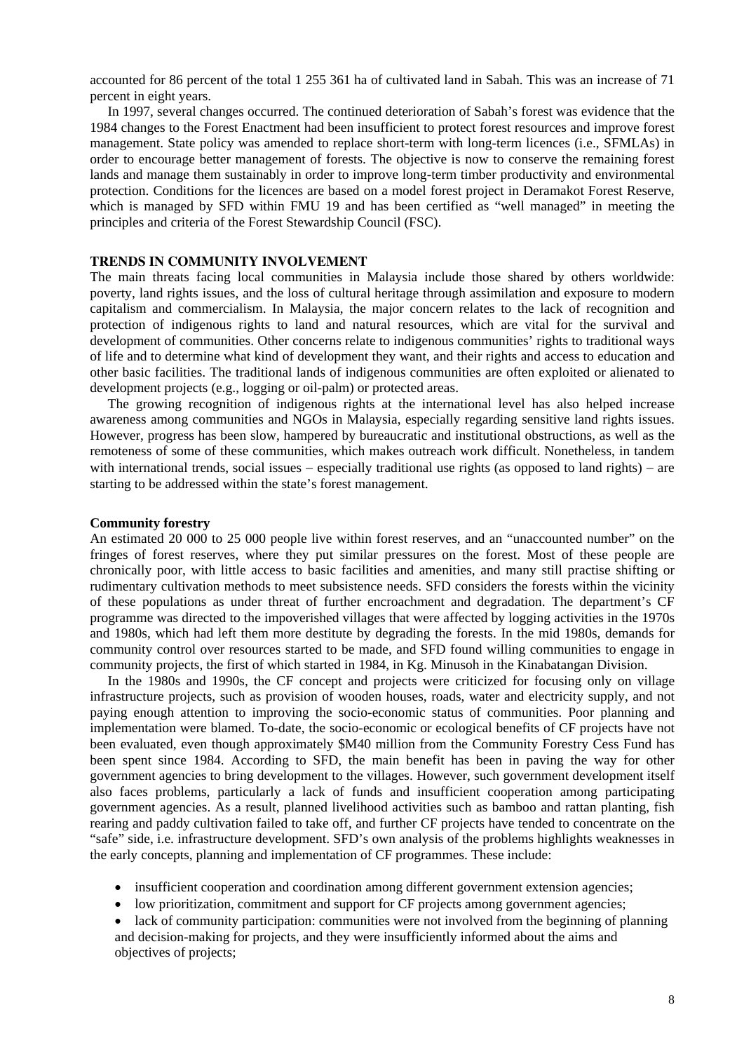accounted for 86 percent of the total 1 255 361 ha of cultivated land in Sabah. This was an increase of 71 percent in eight years.

In 1997, several changes occurred. The continued deterioration of Sabah's forest was evidence that the 1984 changes to the Forest Enactment had been insufficient to protect forest resources and improve forest management. State policy was amended to replace short-term with long-term licences (i.e., SFMLAs) in order to encourage better management of forests. The objective is now to conserve the remaining forest lands and manage them sustainably in order to improve long-term timber productivity and environmental protection. Conditions for the licences are based on a model forest project in Deramakot Forest Reserve, which is managed by SFD within FMU 19 and has been certified as "well managed" in meeting the principles and criteria of the Forest Stewardship Council (FSC).

## TRENDS IN COMMUNITY INVOLVEMENT

The main threats facing local communities in Malaysia include those shared by others worldwide: poverty, land rights issues, and the loss of cultural heritage through assimilation and exposure to modern capitalism and commercialism. In Malaysia, the major concern relates to the lack of recognition and protection of indigenous rights to land and natural resources, which are vital for the survival and development of communities. Other concerns relate to indigenous communities' rights to traditional ways of life and to determine what kind of development they want, and their rights and access to education and other basic facilities. The traditional lands of indigenous communities are often exploited or alienated to development projects (e.g., logging or oil-palm) or protected areas.

The growing recognition of indigenous rights at the international level has also helped increase awareness among communities and NGOs in Malaysia, especially regarding sensitive land rights issues. However, progress has been slow, hampered by bureaucratic and institutional obstructions, as well as the remoteness of some of these communities, which makes outreach work difficult. Nonetheless, in tandem with international trends, social issues – especially traditional use rights (as opposed to land rights) – are starting to be addressed within the state's forest management.

### Community forestry

An estimated 20 000 to 25 000 people live within forest reserves, and an "unaccounted number" on the fringes of forest reserves, where they put similar pressures on the forest. Most of these people are chronically poor, with little access to basic facilities and amenities, and many still practise shifting or rudimentary cultivation methods to meet subsistence needs. SFD considers the forests within the vicinity of these populations as under threat of further encroachment and degradation. The department's CF programme was directed to the impoverished villages that were affected by logging activities in the 1970s and 1980s, which had left them more destitute by degrading the forests. In the mid 1980s, demands for community control over resources started to be made, and SFD found willing communities to engage in community projects, the first of which started in 1984, in Kg. Minusoh in the Kinabatangan Division.

In the 1980s and 1990s, the CF concept and projects were criticized for focusing only on village infrastructure projects, such as provision of wooden houses, roads, water and electricity supply, and not paying enough attention to improving the socio-economic status of communities. Poor planning and implementation were blamed. To-date, the socio-economic or ecological benefits of CF projects have not been evaluated, even though approximately $M40 million from the Community Forestry Cess Fund has been spent since 1984. According to SFD, the main benefit has been in paving the way for other government agencies to bring development to the villages. However, such government development itself also faces problems, particularly a lack of funds and insufficient cooperation among participating government agencies. As a result, planned livelihood activities such as bamboo and rattan planting, fish rearing and paddy cultivation failed to take off, and further CF projects have tended to concentrate on the "safe" side, i.e. infrastructure development. SFD's own analysis of the problems highlights weaknesses in the early concepts, planning and implementation of CF programmes. These include:

- insufficient cooperation and coordination among different government extension agencies;
- low prioritization, commitment and support for CF projects among government agencies;
- lack of community participation: communities were not involved from the beginning of planning and decision-making for projects, and they were insufficiently informed about the aims and objectives of projects;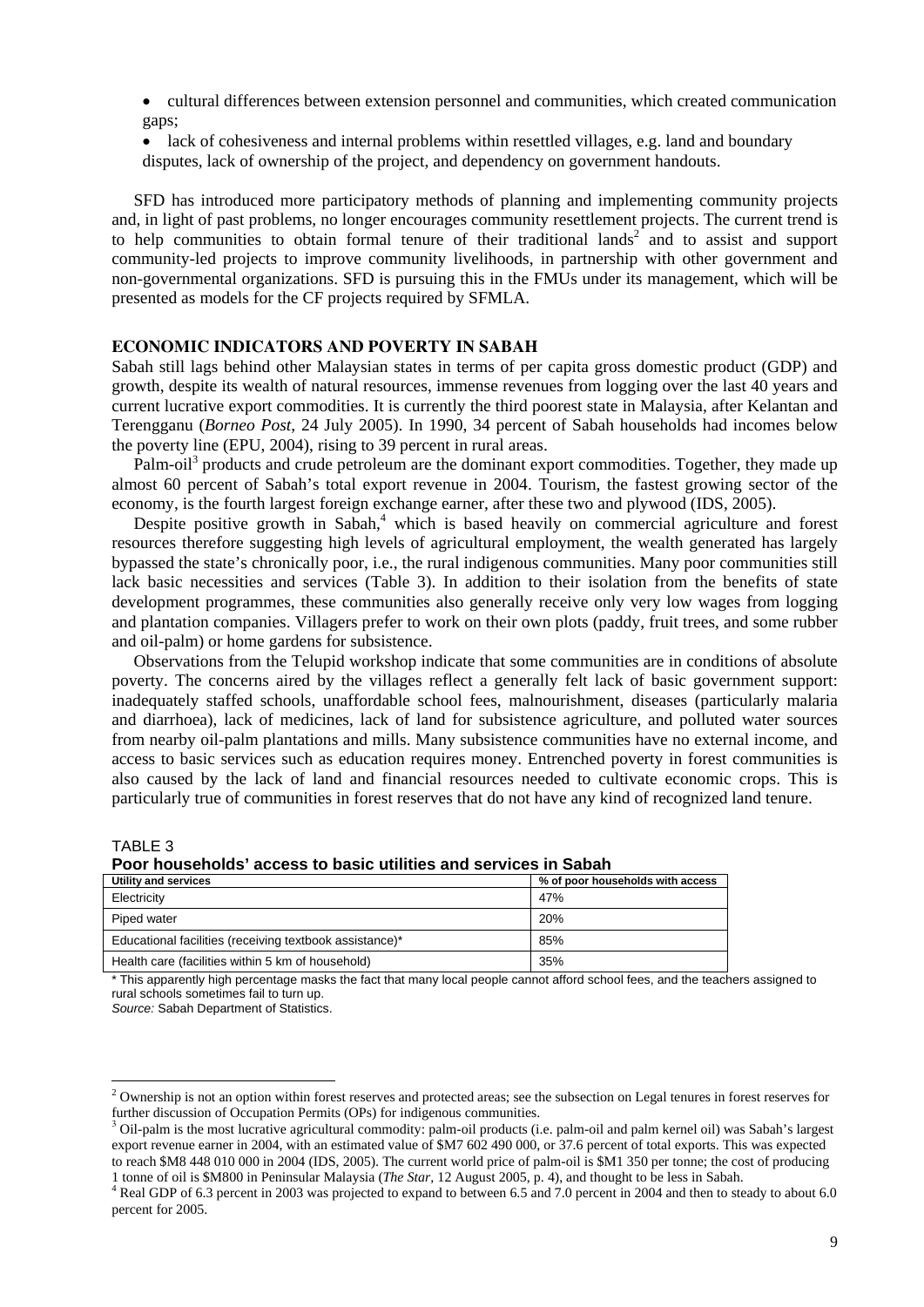- cultural differences between extension personnel and communities, which created communication gaps;
- lack of cohesiveness and internal problems within resettled villages, e.g. land and boundary disputes, lack of ownership of the project, and dependency on government handouts.

SFD has introduced more participatory methods of planning and implementing community projects and, in light of past problems, no longer encourages community resettlement projects. The current trend is to help communities to obtain formal tenure of their traditional lands[2] and to assist and support community-led projects to improve community livelihoods, in partnership with other government and non-governmental organizations. SFD is pursuing this in the FMUs under its management, which will be presented as models for the CF projects required by SFMLA.

## ECONOMIC INDICATORS AND POVERTY IN SABAH

Sabah still lags behind other Malaysian states in terms of per capita gross domestic product (GDP) and growth, despite its wealth of natural resources, immense revenues from logging over the last 40 years and current lucrative export commodities. It is currently the third poorest state in Malaysia, after Kelantan and Terengganu (*Borneo Post*, 24 July 2005). In 1990, 34 percent of Sabah households had incomes below the poverty line (EPU, 2004), rising to 39 percent in rural areas.

Palm-oil[3] products and crude petroleum are the dominant export commodities. Together, they made up almost 60 percent of Sabah's total export revenue in 2004. Tourism, the fastest growing sector of the economy, is the fourth largest foreign exchange earner, after these two and plywood (IDS, 2005).

Despite positive growth in Sabah,[4] which is based heavily on commercial agriculture and forest resources therefore suggesting high levels of agricultural employment, the wealth generated has largely bypassed the state's chronically poor, i.e., the rural indigenous communities. Many poor communities still lack basic necessities and services (Table 3). In addition to their isolation from the benefits of state development programmes, these communities also generally receive only very low wages from logging and plantation companies. Villagers prefer to work on their own plots (paddy, fruit trees, and some rubber and oil-palm) or home gardens for subsistence.

Observations from the Telupid workshop indicate that some communities are in conditions of absolute poverty. The concerns aired by the villages reflect a generally felt lack of basic government support: inadequately staffed schools, unaffordable school fees, malnourishment, diseases (particularly malaria and diarrhoea), lack of medicines, lack of land for subsistence agriculture, and polluted water sources from nearby oil-palm plantations and mills. Many subsistence communities have no external income, and access to basic services such as education requires money. Entrenched poverty in forest communities is also caused by the lack of land and financial resources needed to cultivate economic crops. This is particularly true of communities in forest reserves that do not have any kind of recognized land tenure.

TABLE 3
**Poor households' access to basic utilities and services in Sabah**

| Utility and services | % of poor households with access |
|---|---|
| Electricity | 47% |
| Piped water | 20% |
| Educational facilities (receiving textbook assistance)* | 85% |
| Health care (facilities within 5 km of household) | 35% |

\* This apparently high percentage masks the fact that many local people cannot afford school fees, and the teachers assigned to rural schools sometimes fail to turn up.
*Source:* Sabah Department of Statistics.

---

[2] Ownership is not an option within forest reserves and protected areas; see the subsection on Legal tenures in forest reserves for further discussion of Occupation Permits (OPs) for indigenous communities.

[3] Oil-palm is the most lucrative agricultural commodity: palm-oil products (i.e. palm-oil and palm kernel oil) was Sabah's largest export revenue earner in 2004, with an estimated value of $M7 602 490 000, or 37.6 percent of total exports. This was expected to reach $M8 448 010 000 in 2004 (IDS, 2005). The current world price of palm-oil is $M1 350 per tonne; the cost of producing 1 tonne of oil is $M800 in Peninsular Malaysia (*The Star*, 12 August 2005, p. 4), and thought to be less in Sabah.

[4] Real GDP of 6.3 percent in 2003 was projected to expand to between 6.5 and 7.0 percent in 2004 and then to steady to about 6.0 percent for 2005.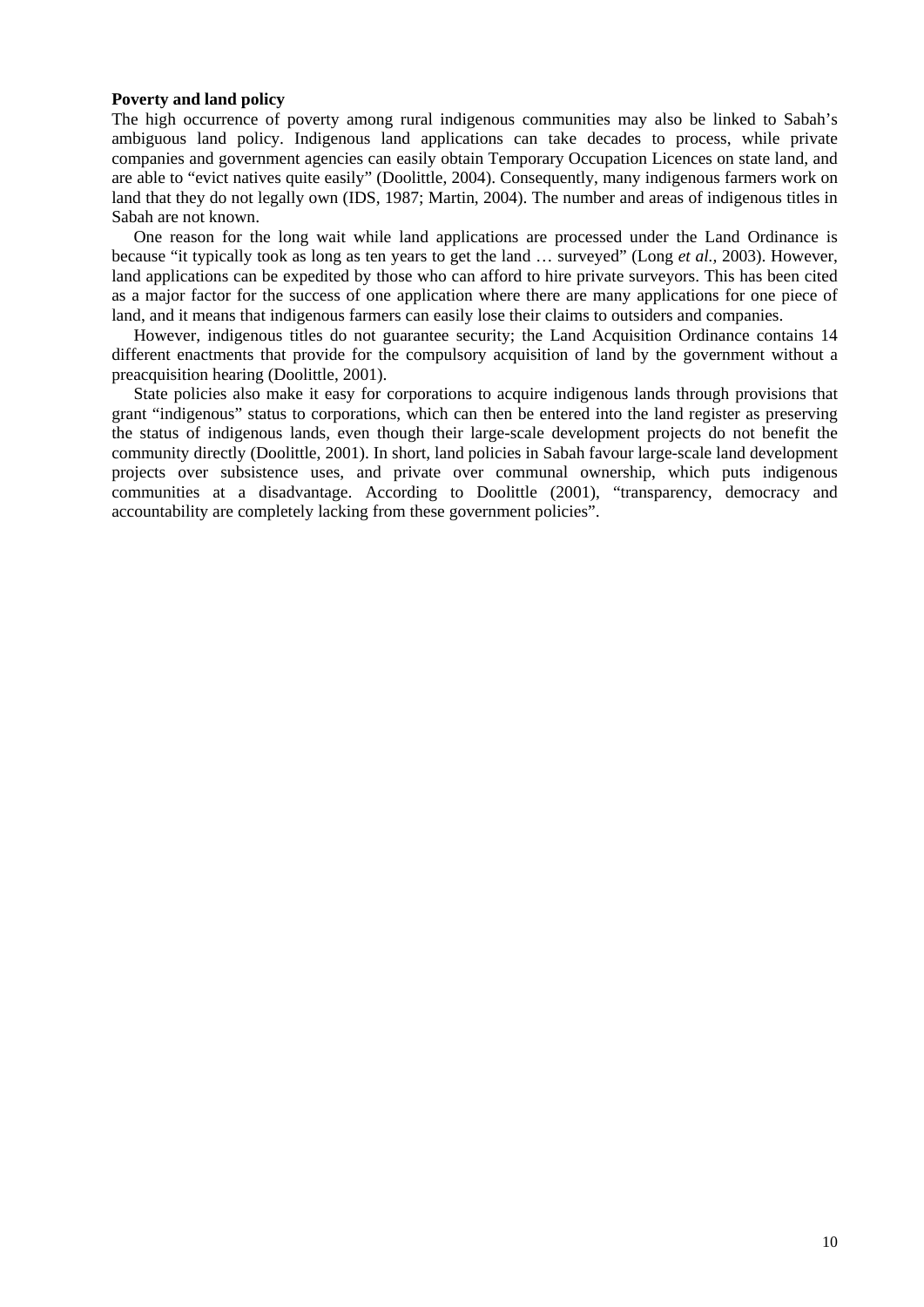**Poverty and land policy**

The high occurrence of poverty among rural indigenous communities may also be linked to Sabah's ambiguous land policy. Indigenous land applications can take decades to process, while private companies and government agencies can easily obtain Temporary Occupation Licences on state land, and are able to "evict natives quite easily" (Doolittle, 2004). Consequently, many indigenous farmers work on land that they do not legally own (IDS, 1987; Martin, 2004). The number and areas of indigenous titles in Sabah are not known.

One reason for the long wait while land applications are processed under the Land Ordinance is because "it typically took as long as ten years to get the land … surveyed" (Long *et al.*, 2003). However, land applications can be expedited by those who can afford to hire private surveyors. This has been cited as a major factor for the success of one application where there are many applications for one piece of land, and it means that indigenous farmers can easily lose their claims to outsiders and companies.

However, indigenous titles do not guarantee security; the Land Acquisition Ordinance contains 14 different enactments that provide for the compulsory acquisition of land by the government without a preacquisition hearing (Doolittle, 2001).

State policies also make it easy for corporations to acquire indigenous lands through provisions that grant "indigenous" status to corporations, which can then be entered into the land register as preserving the status of indigenous lands, even though their large-scale development projects do not benefit the community directly (Doolittle, 2001). In short, land policies in Sabah favour large-scale land development projects over subsistence uses, and private over communal ownership, which puts indigenous communities at a disadvantage. According to Doolittle (2001), "transparency, democracy and accountability are completely lacking from these government policies".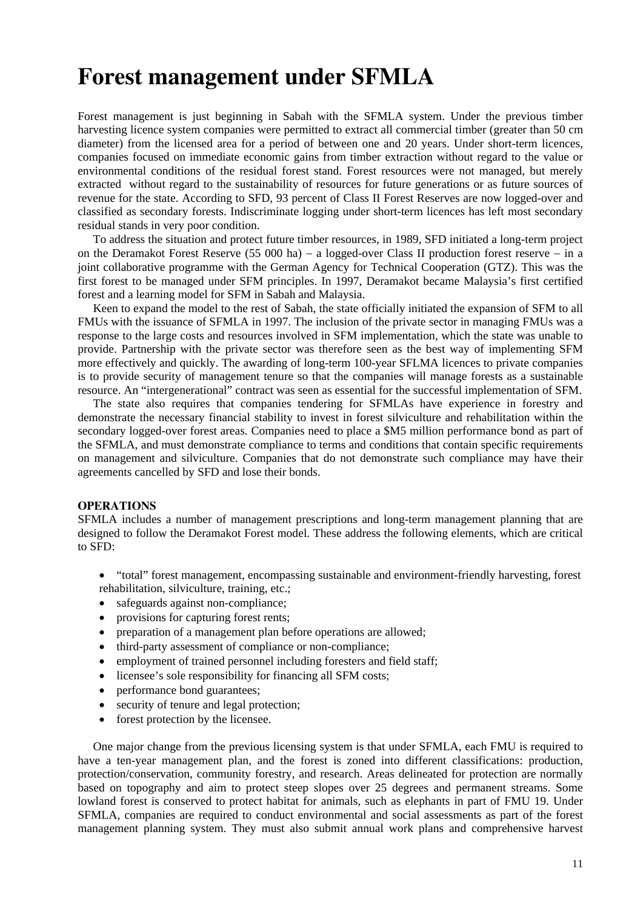# Forest management under SFMLA

Forest management is just beginning in Sabah with the SFMLA system. Under the previous timber harvesting licence system companies were permitted to extract all commercial timber (greater than 50 cm diameter) from the licensed area for a period of between one and 20 years. Under short-term licences, companies focused on immediate economic gains from timber extraction without regard to the value or environmental conditions of the residual forest stand. Forest resources were not managed, but merely extracted without regard to the sustainability of resources for future generations or as future sources of revenue for the state. According to SFD, 93 percent of Class II Forest Reserves are now logged-over and classified as secondary forests. Indiscriminate logging under short-term licences has left most secondary residual stands in very poor condition.

To address the situation and protect future timber resources, in 1989, SFD initiated a long-term project on the Deramakot Forest Reserve (55 000 ha) – a logged-over Class II production forest reserve – in a joint collaborative programme with the German Agency for Technical Cooperation (GTZ). This was the first forest to be managed under SFM principles. In 1997, Deramakot became Malaysia's first certified forest and a learning model for SFM in Sabah and Malaysia.

Keen to expand the model to the rest of Sabah, the state officially initiated the expansion of SFM to all FMUs with the issuance of SFMLA in 1997. The inclusion of the private sector in managing FMUs was a response to the large costs and resources involved in SFM implementation, which the state was unable to provide. Partnership with the private sector was therefore seen as the best way of implementing SFM more effectively and quickly. The awarding of long-term 100-year SFLMA licences to private companies is to provide security of management tenure so that the companies will manage forests as a sustainable resource. An "intergenerational" contract was seen as essential for the successful implementation of SFM.

The state also requires that companies tendering for SFMLAs have experience in forestry and demonstrate the necessary financial stability to invest in forest silviculture and rehabilitation within the secondary logged-over forest areas. Companies need to place a $M5 million performance bond as part of the SFMLA, and must demonstrate compliance to terms and conditions that contain specific requirements on management and silviculture. Companies that do not demonstrate such compliance may have their agreements cancelled by SFD and lose their bonds.

**OPERATIONS**

SFMLA includes a number of management prescriptions and long-term management planning that are designed to follow the Deramakot Forest model. These address the following elements, which are critical to SFD:

- "total" forest management, encompassing sustainable and environment-friendly harvesting, forest rehabilitation, silviculture, training, etc.;
- safeguards against non-compliance;
- provisions for capturing forest rents;
- preparation of a management plan before operations are allowed;
- third-party assessment of compliance or non-compliance;
- employment of trained personnel including foresters and field staff;
- licensee's sole responsibility for financing all SFM costs;
- performance bond guarantees;
- security of tenure and legal protection;
- forest protection by the licensee.

One major change from the previous licensing system is that under SFMLA, each FMU is required to have a ten-year management plan, and the forest is zoned into different classifications: production, protection/conservation, community forestry, and research. Areas delineated for protection are normally based on topography and aim to protect steep slopes over 25 degrees and permanent streams. Some lowland forest is conserved to protect habitat for animals, such as elephants in part of FMU 19. Under SFMLA, companies are required to conduct environmental and social assessments as part of the forest management planning system. They must also submit annual work plans and comprehensive harvest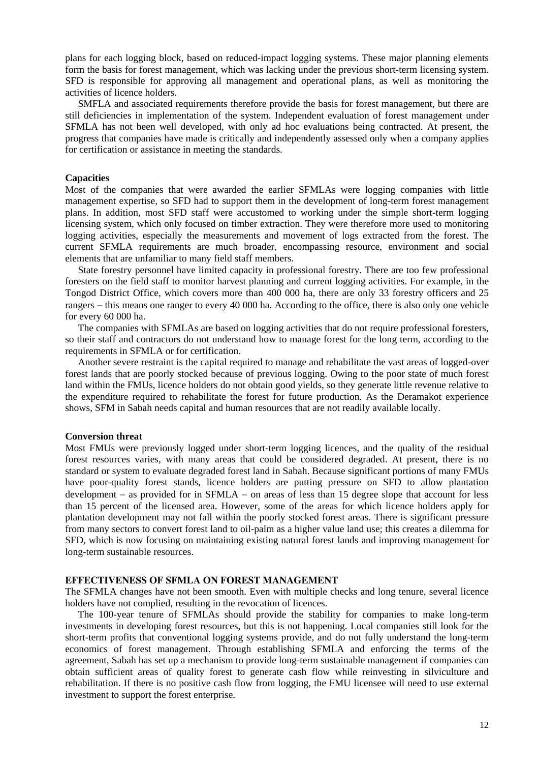plans for each logging block, based on reduced-impact logging systems. These major planning elements form the basis for forest management, which was lacking under the previous short-term licensing system. SFD is responsible for approving all management and operational plans, as well as monitoring the activities of licence holders.

SMFLA and associated requirements therefore provide the basis for forest management, but there are still deficiencies in implementation of the system. Independent evaluation of forest management under SFMLA has not been well developed, with only ad hoc evaluations being contracted. At present, the progress that companies have made is critically and independently assessed only when a company applies for certification or assistance in meeting the standards.

**Capacities**

Most of the companies that were awarded the earlier SFMLAs were logging companies with little management expertise, so SFD had to support them in the development of long-term forest management plans. In addition, most SFD staff were accustomed to working under the simple short-term logging licensing system, which only focused on timber extraction. They were therefore more used to monitoring logging activities, especially the measurements and movement of logs extracted from the forest. The current SFMLA requirements are much broader, encompassing resource, environment and social elements that are unfamiliar to many field staff members.

State forestry personnel have limited capacity in professional forestry. There are too few professional foresters on the field staff to monitor harvest planning and current logging activities. For example, in the Tongod District Office, which covers more than 400 000 ha, there are only 33 forestry officers and 25 rangers – this means one ranger to every 40 000 ha. According to the office, there is also only one vehicle for every 60 000 ha.

The companies with SFMLAs are based on logging activities that do not require professional foresters, so their staff and contractors do not understand how to manage forest for the long term, according to the requirements in SFMLA or for certification.

Another severe restraint is the capital required to manage and rehabilitate the vast areas of logged-over forest lands that are poorly stocked because of previous logging. Owing to the poor state of much forest land within the FMUs, licence holders do not obtain good yields, so they generate little revenue relative to the expenditure required to rehabilitate the forest for future production. As the Deramakot experience shows, SFM in Sabah needs capital and human resources that are not readily available locally.

**Conversion threat**

Most FMUs were previously logged under short-term logging licences, and the quality of the residual forest resources varies, with many areas that could be considered degraded. At present, there is no standard or system to evaluate degraded forest land in Sabah. Because significant portions of many FMUs have poor-quality forest stands, licence holders are putting pressure on SFD to allow plantation development – as provided for in SFMLA – on areas of less than 15 degree slope that account for less than 15 percent of the licensed area. However, some of the areas for which licence holders apply for plantation development may not fall within the poorly stocked forest areas. There is significant pressure from many sectors to convert forest land to oil-palm as a higher value land use; this creates a dilemma for SFD, which is now focusing on maintaining existing natural forest lands and improving management for long-term sustainable resources.

## EFFECTIVENESS OF SFMLA ON FOREST MANAGEMENT

The SFMLA changes have not been smooth. Even with multiple checks and long tenure, several licence holders have not complied, resulting in the revocation of licences.

The 100-year tenure of SFMLAs should provide the stability for companies to make long-term investments in developing forest resources, but this is not happening. Local companies still look for the short-term profits that conventional logging systems provide, and do not fully understand the long-term economics of forest management. Through establishing SFMLA and enforcing the terms of the agreement, Sabah has set up a mechanism to provide long-term sustainable management if companies can obtain sufficient areas of quality forest to generate cash flow while reinvesting in silviculture and rehabilitation. If there is no positive cash flow from logging, the FMU licensee will need to use external investment to support the forest enterprise.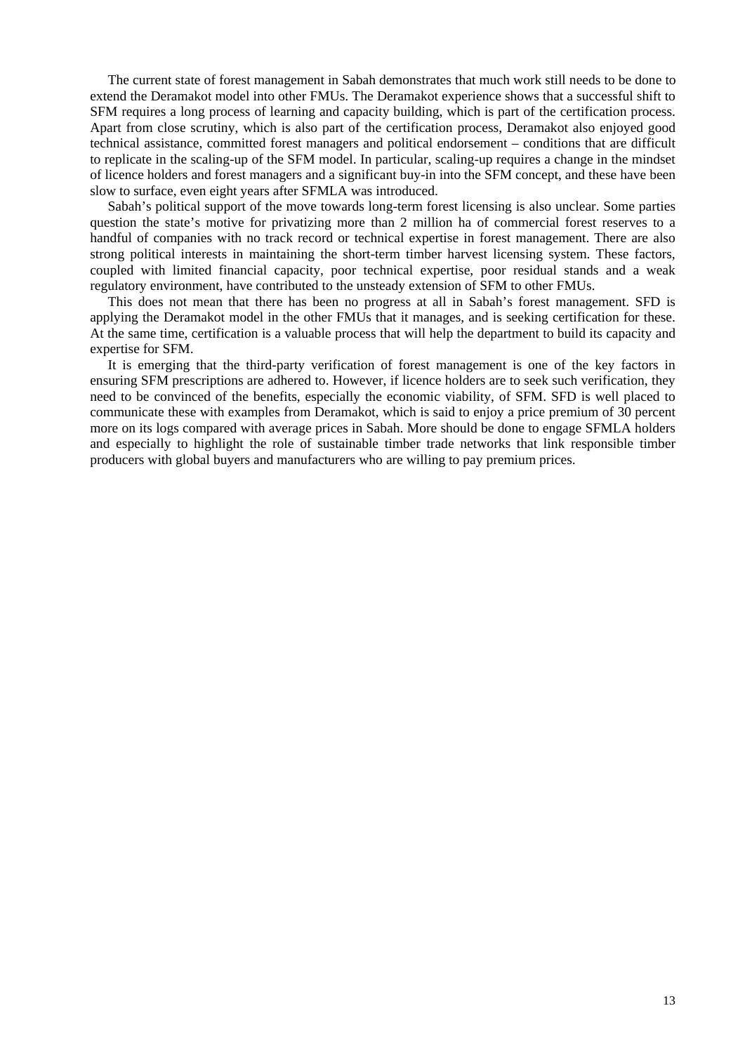The current state of forest management in Sabah demonstrates that much work still needs to be done to extend the Deramakot model into other FMUs. The Deramakot experience shows that a successful shift to SFM requires a long process of learning and capacity building, which is part of the certification process. Apart from close scrutiny, which is also part of the certification process, Deramakot also enjoyed good technical assistance, committed forest managers and political endorsement – conditions that are difficult to replicate in the scaling-up of the SFM model. In particular, scaling-up requires a change in the mindset of licence holders and forest managers and a significant buy-in into the SFM concept, and these have been slow to surface, even eight years after SFMLA was introduced.

Sabah's political support of the move towards long-term forest licensing is also unclear. Some parties question the state's motive for privatizing more than 2 million ha of commercial forest reserves to a handful of companies with no track record or technical expertise in forest management. There are also strong political interests in maintaining the short-term timber harvest licensing system. These factors, coupled with limited financial capacity, poor technical expertise, poor residual stands and a weak regulatory environment, have contributed to the unsteady extension of SFM to other FMUs.

This does not mean that there has been no progress at all in Sabah's forest management. SFD is applying the Deramakot model in the other FMUs that it manages, and is seeking certification for these. At the same time, certification is a valuable process that will help the department to build its capacity and expertise for SFM.

It is emerging that the third-party verification of forest management is one of the key factors in ensuring SFM prescriptions are adhered to. However, if licence holders are to seek such verification, they need to be convinced of the benefits, especially the economic viability, of SFM. SFD is well placed to communicate these with examples from Deramakot, which is said to enjoy a price premium of 30 percent more on its logs compared with average prices in Sabah. More should be done to engage SFMLA holders and especially to highlight the role of sustainable timber trade networks that link responsible timber producers with global buyers and manufacturers who are willing to pay premium prices.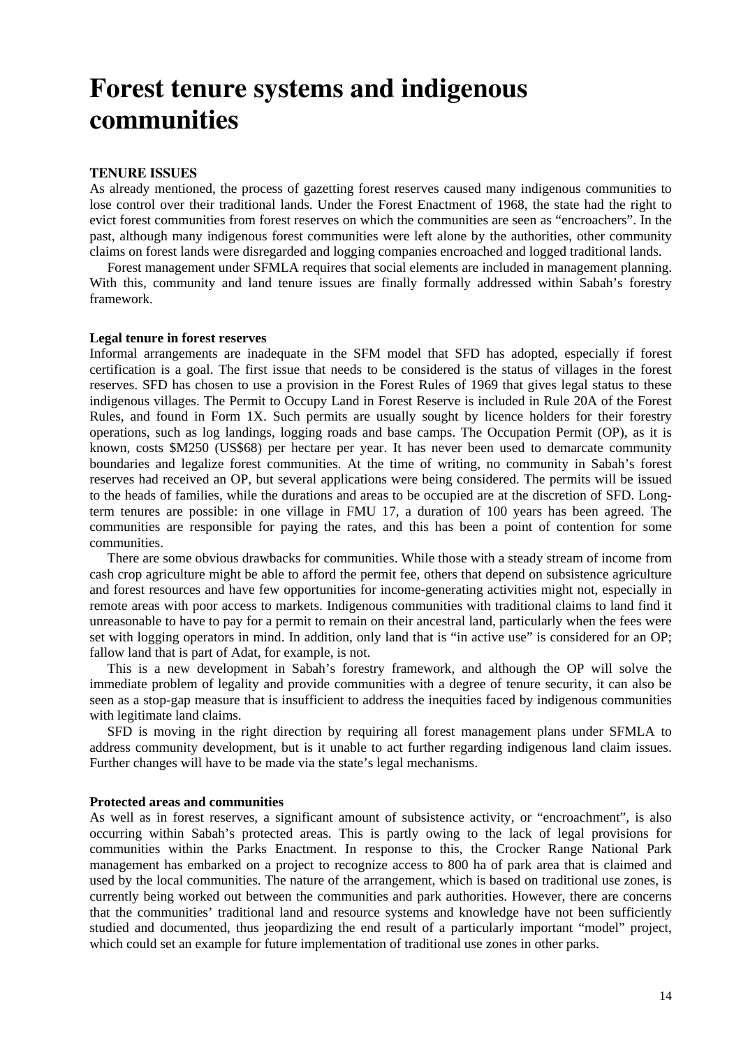# Forest tenure systems and indigenous communities

### TENURE ISSUES

As already mentioned, the process of gazetting forest reserves caused many indigenous communities to lose control over their traditional lands. Under the Forest Enactment of 1968, the state had the right to evict forest communities from forest reserves on which the communities are seen as "encroachers". In the past, although many indigenous forest communities were left alone by the authorities, other community claims on forest lands were disregarded and logging companies encroached and logged traditional lands.

Forest management under SFMLA requires that social elements are included in management planning. With this, community and land tenure issues are finally formally addressed within Sabah's forestry framework.

#### Legal tenure in forest reserves

Informal arrangements are inadequate in the SFM model that SFD has adopted, especially if forest certification is a goal. The first issue that needs to be considered is the status of villages in the forest reserves. SFD has chosen to use a provision in the Forest Rules of 1969 that gives legal status to these indigenous villages. The Permit to Occupy Land in Forest Reserve is included in Rule 20A of the Forest Rules, and found in Form 1X. Such permits are usually sought by licence holders for their forestry operations, such as log landings, logging roads and base camps. The Occupation Permit (OP), as it is known, costs $M250 (US$68) per hectare per year. It has never been used to demarcate community boundaries and legalize forest communities. At the time of writing, no community in Sabah's forest reserves had received an OP, but several applications were being considered. The permits will be issued to the heads of families, while the durations and areas to be occupied are at the discretion of SFD. Long-term tenures are possible: in one village in FMU 17, a duration of 100 years has been agreed. The communities are responsible for paying the rates, and this has been a point of contention for some communities.

There are some obvious drawbacks for communities. While those with a steady stream of income from cash crop agriculture might be able to afford the permit fee, others that depend on subsistence agriculture and forest resources and have few opportunities for income-generating activities might not, especially in remote areas with poor access to markets. Indigenous communities with traditional claims to land find it unreasonable to have to pay for a permit to remain on their ancestral land, particularly when the fees were set with logging operators in mind. In addition, only land that is "in active use" is considered for an OP; fallow land that is part of Adat, for example, is not.

This is a new development in Sabah's forestry framework, and although the OP will solve the immediate problem of legality and provide communities with a degree of tenure security, it can also be seen as a stop-gap measure that is insufficient to address the inequities faced by indigenous communities with legitimate land claims.

SFD is moving in the right direction by requiring all forest management plans under SFMLA to address community development, but is it unable to act further regarding indigenous land claim issues. Further changes will have to be made via the state's legal mechanisms.

#### Protected areas and communities

As well as in forest reserves, a significant amount of subsistence activity, or "encroachment", is also occurring within Sabah's protected areas. This is partly owing to the lack of legal provisions for communities within the Parks Enactment. In response to this, the Crocker Range National Park management has embarked on a project to recognize access to 800 ha of park area that is claimed and used by the local communities. The nature of the arrangement, which is based on traditional use zones, is currently being worked out between the communities and park authorities. However, there are concerns that the communities' traditional land and resource systems and knowledge have not been sufficiently studied and documented, thus jeopardizing the end result of a particularly important "model" project, which could set an example for future implementation of traditional use zones in other parks.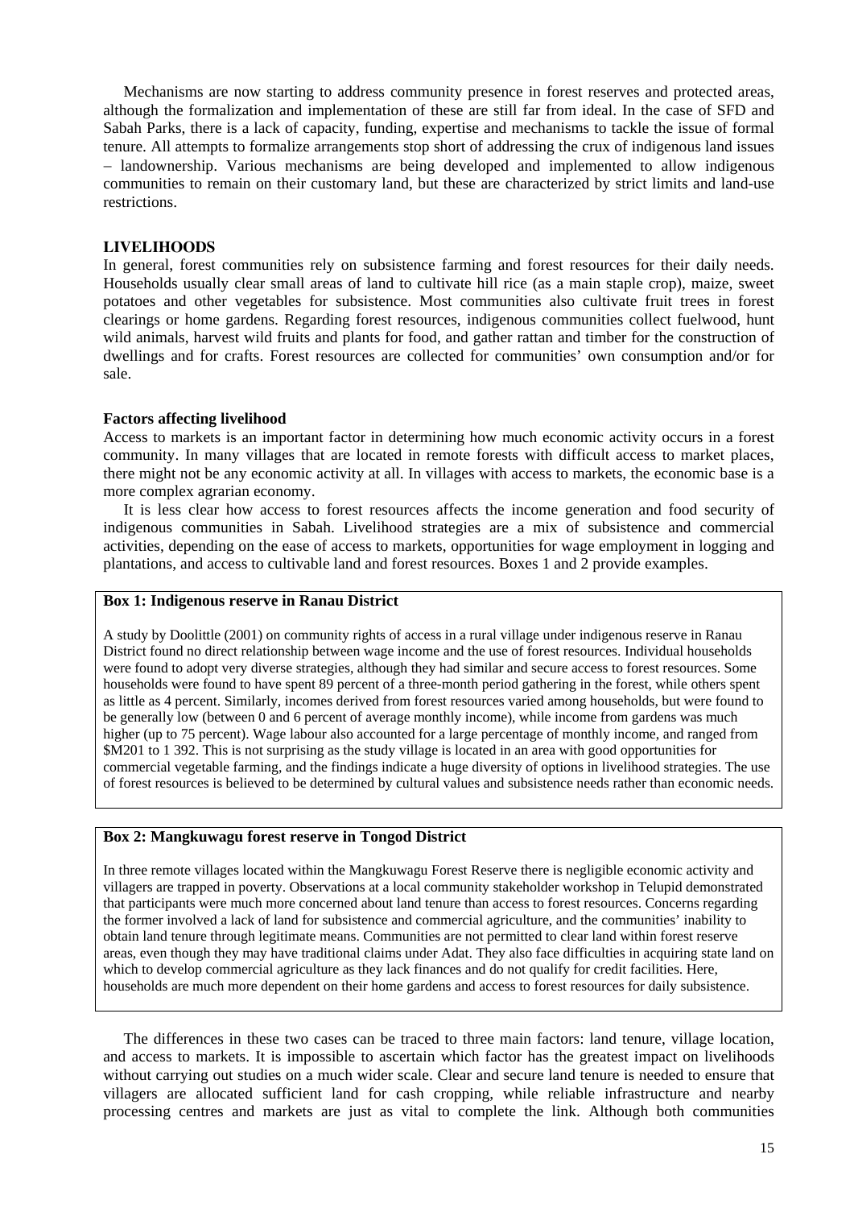Mechanisms are now starting to address community presence in forest reserves and protected areas, although the formalization and implementation of these are still far from ideal. In the case of SFD and Sabah Parks, there is a lack of capacity, funding, expertise and mechanisms to tackle the issue of formal tenure. All attempts to formalize arrangements stop short of addressing the crux of indigenous land issues – landownership. Various mechanisms are being developed and implemented to allow indigenous communities to remain on their customary land, but these are characterized by strict limits and land-use restrictions.

## LIVELIHOODS

In general, forest communities rely on subsistence farming and forest resources for their daily needs. Households usually clear small areas of land to cultivate hill rice (as a main staple crop), maize, sweet potatoes and other vegetables for subsistence. Most communities also cultivate fruit trees in forest clearings or home gardens. Regarding forest resources, indigenous communities collect fuelwood, hunt wild animals, harvest wild fruits and plants for food, and gather rattan and timber for the construction of dwellings and for crafts. Forest resources are collected for communities' own consumption and/or for sale.

### Factors affecting livelihood

Access to markets is an important factor in determining how much economic activity occurs in a forest community. In many villages that are located in remote forests with difficult access to market places, there might not be any economic activity at all. In villages with access to markets, the economic base is a more complex agrarian economy.

It is less clear how access to forest resources affects the income generation and food security of indigenous communities in Sabah. Livelihood strategies are a mix of subsistence and commercial activities, depending on the ease of access to markets, opportunities for wage employment in logging and plantations, and access to cultivable land and forest resources. Boxes 1 and 2 provide examples.

**Box 1: Indigenous reserve in Ranau District**

A study by Doolittle (2001) on community rights of access in a rural village under indigenous reserve in Ranau District found no direct relationship between wage income and the use of forest resources. Individual households were found to adopt very diverse strategies, although they had similar and secure access to forest resources. Some households were found to have spent 89 percent of a three-month period gathering in the forest, while others spent as little as 4 percent. Similarly, incomes derived from forest resources varied among households, but were found to be generally low (between 0 and 6 percent of average monthly income), while income from gardens was much higher (up to 75 percent). Wage labour also accounted for a large percentage of monthly income, and ranged from $M201 to 1 392. This is not surprising as the study village is located in an area with good opportunities for commercial vegetable farming, and the findings indicate a huge diversity of options in livelihood strategies. The use of forest resources is believed to be determined by cultural values and subsistence needs rather than economic needs.

**Box 2: Mangkuwagu forest reserve in Tongod District**

In three remote villages located within the Mangkuwagu Forest Reserve there is negligible economic activity and villagers are trapped in poverty. Observations at a local community stakeholder workshop in Telupid demonstrated that participants were much more concerned about land tenure than access to forest resources. Concerns regarding the former involved a lack of land for subsistence and commercial agriculture, and the communities' inability to obtain land tenure through legitimate means. Communities are not permitted to clear land within forest reserve areas, even though they may have traditional claims under Adat. They also face difficulties in acquiring state land on which to develop commercial agriculture as they lack finances and do not qualify for credit facilities. Here, households are much more dependent on their home gardens and access to forest resources for daily subsistence.

The differences in these two cases can be traced to three main factors: land tenure, village location, and access to markets. It is impossible to ascertain which factor has the greatest impact on livelihoods without carrying out studies on a much wider scale. Clear and secure land tenure is needed to ensure that villagers are allocated sufficient land for cash cropping, while reliable infrastructure and nearby processing centres and markets are just as vital to complete the link. Although both communities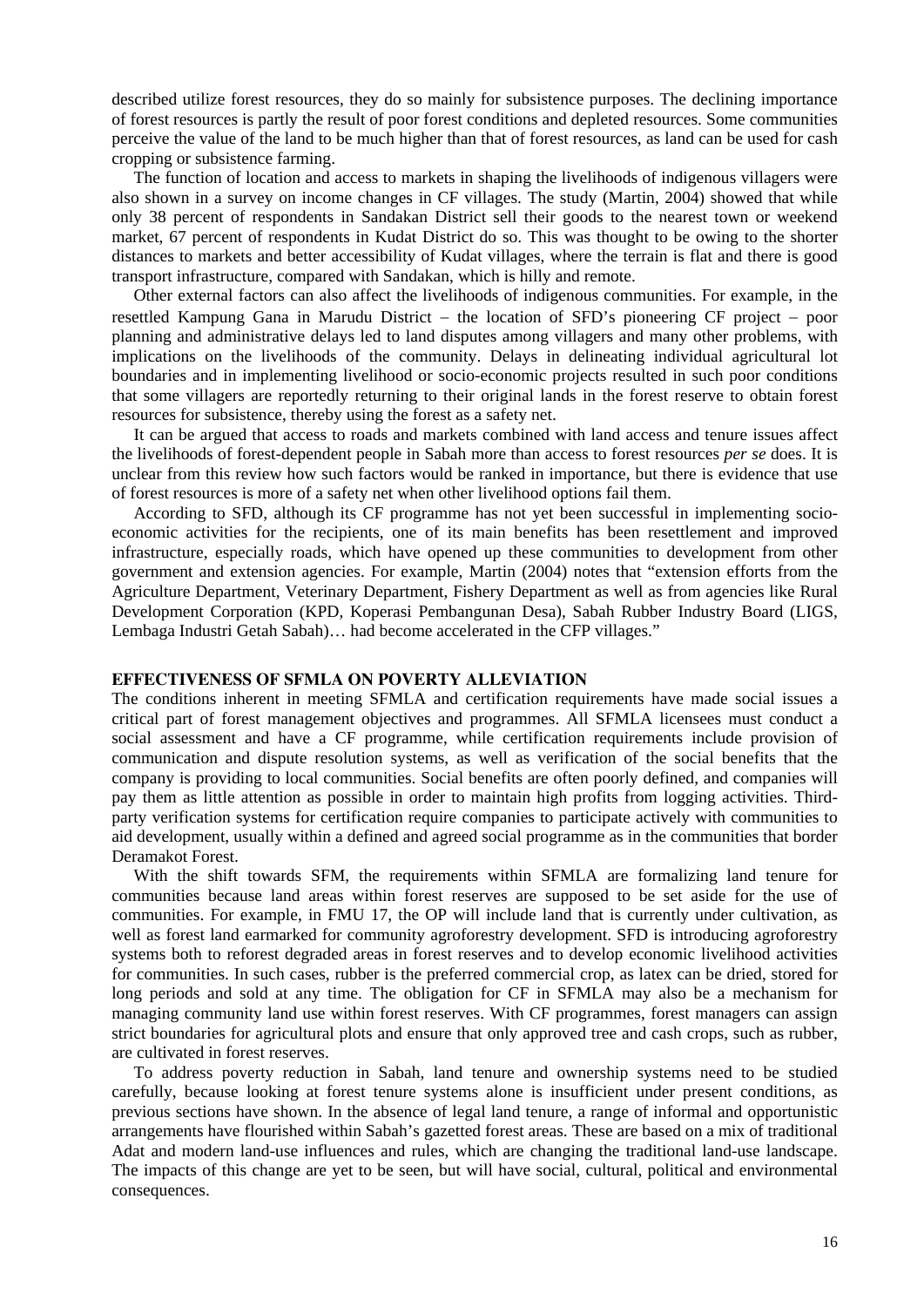described utilize forest resources, they do so mainly for subsistence purposes. The declining importance of forest resources is partly the result of poor forest conditions and depleted resources. Some communities perceive the value of the land to be much higher than that of forest resources, as land can be used for cash cropping or subsistence farming.

The function of location and access to markets in shaping the livelihoods of indigenous villagers were also shown in a survey on income changes in CF villages. The study (Martin, 2004) showed that while only 38 percent of respondents in Sandakan District sell their goods to the nearest town or weekend market, 67 percent of respondents in Kudat District do so. This was thought to be owing to the shorter distances to markets and better accessibility of Kudat villages, where the terrain is flat and there is good transport infrastructure, compared with Sandakan, which is hilly and remote.

Other external factors can also affect the livelihoods of indigenous communities. For example, in the resettled Kampung Gana in Marudu District – the location of SFD's pioneering CF project – poor planning and administrative delays led to land disputes among villagers and many other problems, with implications on the livelihoods of the community. Delays in delineating individual agricultural lot boundaries and in implementing livelihood or socio-economic projects resulted in such poor conditions that some villagers are reportedly returning to their original lands in the forest reserve to obtain forest resources for subsistence, thereby using the forest as a safety net.

It can be argued that access to roads and markets combined with land access and tenure issues affect the livelihoods of forest-dependent people in Sabah more than access to forest resources *per se* does. It is unclear from this review how such factors would be ranked in importance, but there is evidence that use of forest resources is more of a safety net when other livelihood options fail them.

According to SFD, although its CF programme has not yet been successful in implementing socio-economic activities for the recipients, one of its main benefits has been resettlement and improved infrastructure, especially roads, which have opened up these communities to development from other government and extension agencies. For example, Martin (2004) notes that "extension efforts from the Agriculture Department, Veterinary Department, Fishery Department as well as from agencies like Rural Development Corporation (KPD, Koperasi Pembangunan Desa), Sabah Rubber Industry Board (LIGS, Lembaga Industri Getah Sabah)… had become accelerated in the CFP villages."

## EFFECTIVENESS OF SFMLA ON POVERTY ALLEVIATION

The conditions inherent in meeting SFMLA and certification requirements have made social issues a critical part of forest management objectives and programmes. All SFMLA licensees must conduct a social assessment and have a CF programme, while certification requirements include provision of communication and dispute resolution systems, as well as verification of the social benefits that the company is providing to local communities. Social benefits are often poorly defined, and companies will pay them as little attention as possible in order to maintain high profits from logging activities. Third-party verification systems for certification require companies to participate actively with communities to aid development, usually within a defined and agreed social programme as in the communities that border Deramakot Forest.

With the shift towards SFM, the requirements within SFMLA are formalizing land tenure for communities because land areas within forest reserves are supposed to be set aside for the use of communities. For example, in FMU 17, the OP will include land that is currently under cultivation, as well as forest land earmarked for community agroforestry development. SFD is introducing agroforestry systems both to reforest degraded areas in forest reserves and to develop economic livelihood activities for communities. In such cases, rubber is the preferred commercial crop, as latex can be dried, stored for long periods and sold at any time. The obligation for CF in SFMLA may also be a mechanism for managing community land use within forest reserves. With CF programmes, forest managers can assign strict boundaries for agricultural plots and ensure that only approved tree and cash crops, such as rubber, are cultivated in forest reserves.

To address poverty reduction in Sabah, land tenure and ownership systems need to be studied carefully, because looking at forest tenure systems alone is insufficient under present conditions, as previous sections have shown. In the absence of legal land tenure, a range of informal and opportunistic arrangements have flourished within Sabah's gazetted forest areas. These are based on a mix of traditional Adat and modern land-use influences and rules, which are changing the traditional land-use landscape. The impacts of this change are yet to be seen, but will have social, cultural, political and environmental consequences.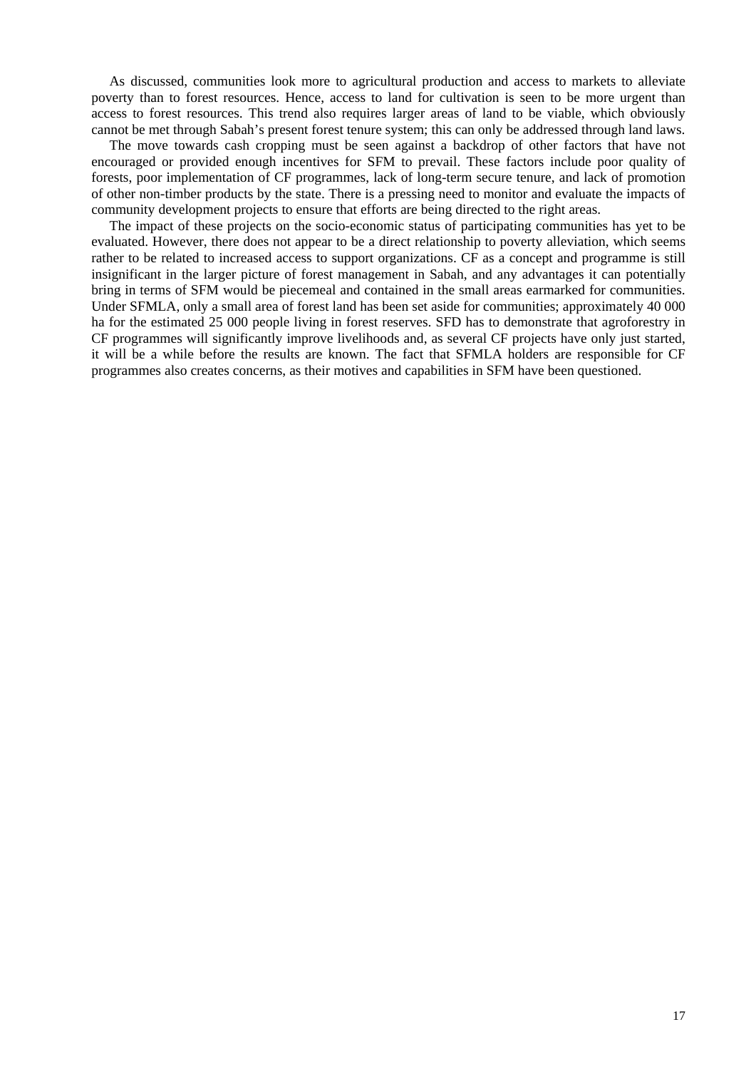As discussed, communities look more to agricultural production and access to markets to alleviate poverty than to forest resources. Hence, access to land for cultivation is seen to be more urgent than access to forest resources. This trend also requires larger areas of land to be viable, which obviously cannot be met through Sabah's present forest tenure system; this can only be addressed through land laws.

The move towards cash cropping must be seen against a backdrop of other factors that have not encouraged or provided enough incentives for SFM to prevail. These factors include poor quality of forests, poor implementation of CF programmes, lack of long-term secure tenure, and lack of promotion of other non-timber products by the state. There is a pressing need to monitor and evaluate the impacts of community development projects to ensure that efforts are being directed to the right areas.

The impact of these projects on the socio-economic status of participating communities has yet to be evaluated. However, there does not appear to be a direct relationship to poverty alleviation, which seems rather to be related to increased access to support organizations. CF as a concept and programme is still insignificant in the larger picture of forest management in Sabah, and any advantages it can potentially bring in terms of SFM would be piecemeal and contained in the small areas earmarked for communities. Under SFMLA, only a small area of forest land has been set aside for communities; approximately 40 000 ha for the estimated 25 000 people living in forest reserves. SFD has to demonstrate that agroforestry in CF programmes will significantly improve livelihoods and, as several CF projects have only just started, it will be a while before the results are known. The fact that SFMLA holders are responsible for CF programmes also creates concerns, as their motives and capabilities in SFM have been questioned.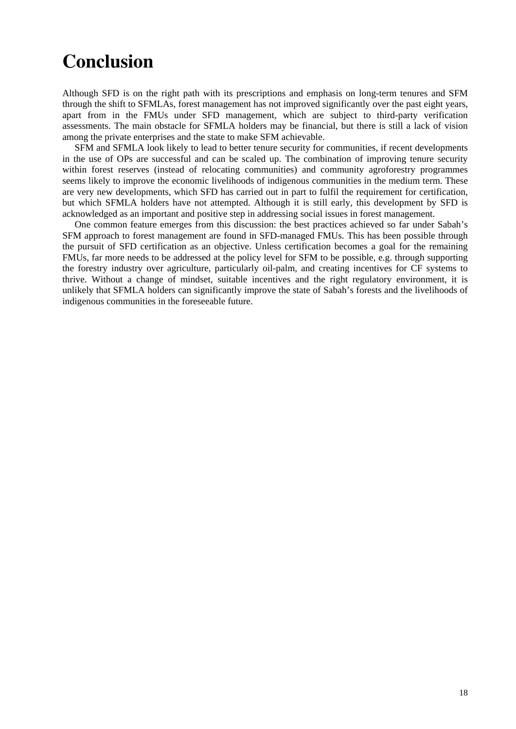# Conclusion

Although SFD is on the right path with its prescriptions and emphasis on long-term tenures and SFM through the shift to SFMLAs, forest management has not improved significantly over the past eight years, apart from in the FMUs under SFD management, which are subject to third-party verification assessments. The main obstacle for SFMLA holders may be financial, but there is still a lack of vision among the private enterprises and the state to make SFM achievable.

SFM and SFMLA look likely to lead to better tenure security for communities, if recent developments in the use of OPs are successful and can be scaled up. The combination of improving tenure security within forest reserves (instead of relocating communities) and community agroforestry programmes seems likely to improve the economic livelihoods of indigenous communities in the medium term. These are very new developments, which SFD has carried out in part to fulfil the requirement for certification, but which SFMLA holders have not attempted. Although it is still early, this development by SFD is acknowledged as an important and positive step in addressing social issues in forest management.

One common feature emerges from this discussion: the best practices achieved so far under Sabah's SFM approach to forest management are found in SFD-managed FMUs. This has been possible through the pursuit of SFD certification as an objective. Unless certification becomes a goal for the remaining FMUs, far more needs to be addressed at the policy level for SFM to be possible, e.g. through supporting the forestry industry over agriculture, particularly oil-palm, and creating incentives for CF systems to thrive. Without a change of mindset, suitable incentives and the right regulatory environment, it is unlikely that SFMLA holders can significantly improve the state of Sabah's forests and the livelihoods of indigenous communities in the foreseeable future.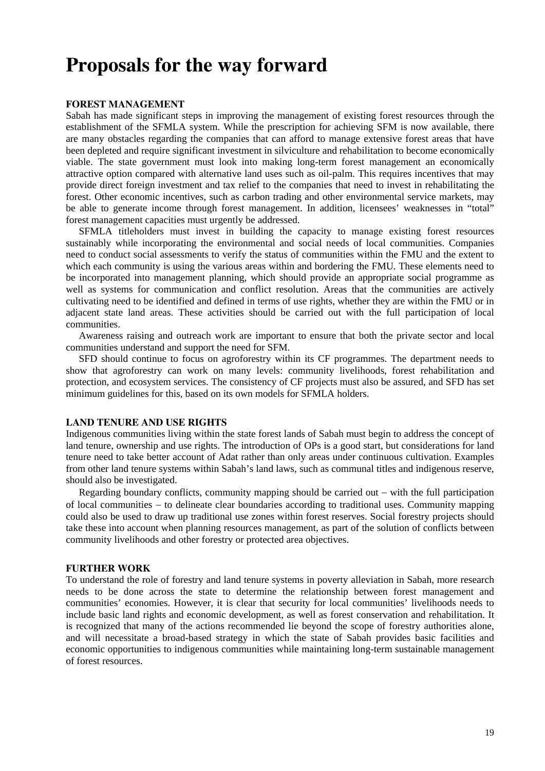# Proposals for the way forward

### FOREST MANAGEMENT

Sabah has made significant steps in improving the management of existing forest resources through the establishment of the SFMLA system. While the prescription for achieving SFM is now available, there are many obstacles regarding the companies that can afford to manage extensive forest areas that have been depleted and require significant investment in silviculture and rehabilitation to become economically viable. The state government must look into making long-term forest management an economically attractive option compared with alternative land uses such as oil-palm. This requires incentives that may provide direct foreign investment and tax relief to the companies that need to invest in rehabilitating the forest. Other economic incentives, such as carbon trading and other environmental service markets, may be able to generate income through forest management. In addition, licensees' weaknesses in "total" forest management capacities must urgently be addressed.

SFMLA titleholders must invest in building the capacity to manage existing forest resources sustainably while incorporating the environmental and social needs of local communities. Companies need to conduct social assessments to verify the status of communities within the FMU and the extent to which each community is using the various areas within and bordering the FMU. These elements need to be incorporated into management planning, which should provide an appropriate social programme as well as systems for communication and conflict resolution. Areas that the communities are actively cultivating need to be identified and defined in terms of use rights, whether they are within the FMU or in adjacent state land areas. These activities should be carried out with the full participation of local communities.

Awareness raising and outreach work are important to ensure that both the private sector and local communities understand and support the need for SFM.

SFD should continue to focus on agroforestry within its CF programmes. The department needs to show that agroforestry can work on many levels: community livelihoods, forest rehabilitation and protection, and ecosystem services. The consistency of CF projects must also be assured, and SFD has set minimum guidelines for this, based on its own models for SFMLA holders.

### LAND TENURE AND USE RIGHTS

Indigenous communities living within the state forest lands of Sabah must begin to address the concept of land tenure, ownership and use rights. The introduction of OPs is a good start, but considerations for land tenure need to take better account of Adat rather than only areas under continuous cultivation. Examples from other land tenure systems within Sabah's land laws, such as communal titles and indigenous reserve, should also be investigated.

Regarding boundary conflicts, community mapping should be carried out – with the full participation of local communities – to delineate clear boundaries according to traditional uses. Community mapping could also be used to draw up traditional use zones within forest reserves. Social forestry projects should take these into account when planning resources management, as part of the solution of conflicts between community livelihoods and other forestry or protected area objectives.

### FURTHER WORK

To understand the role of forestry and land tenure systems in poverty alleviation in Sabah, more research needs to be done across the state to determine the relationship between forest management and communities' economies. However, it is clear that security for local communities' livelihoods needs to include basic land rights and economic development, as well as forest conservation and rehabilitation. It is recognized that many of the actions recommended lie beyond the scope of forestry authorities alone, and will necessitate a broad-based strategy in which the state of Sabah provides basic facilities and economic opportunities to indigenous communities while maintaining long-term sustainable management of forest resources.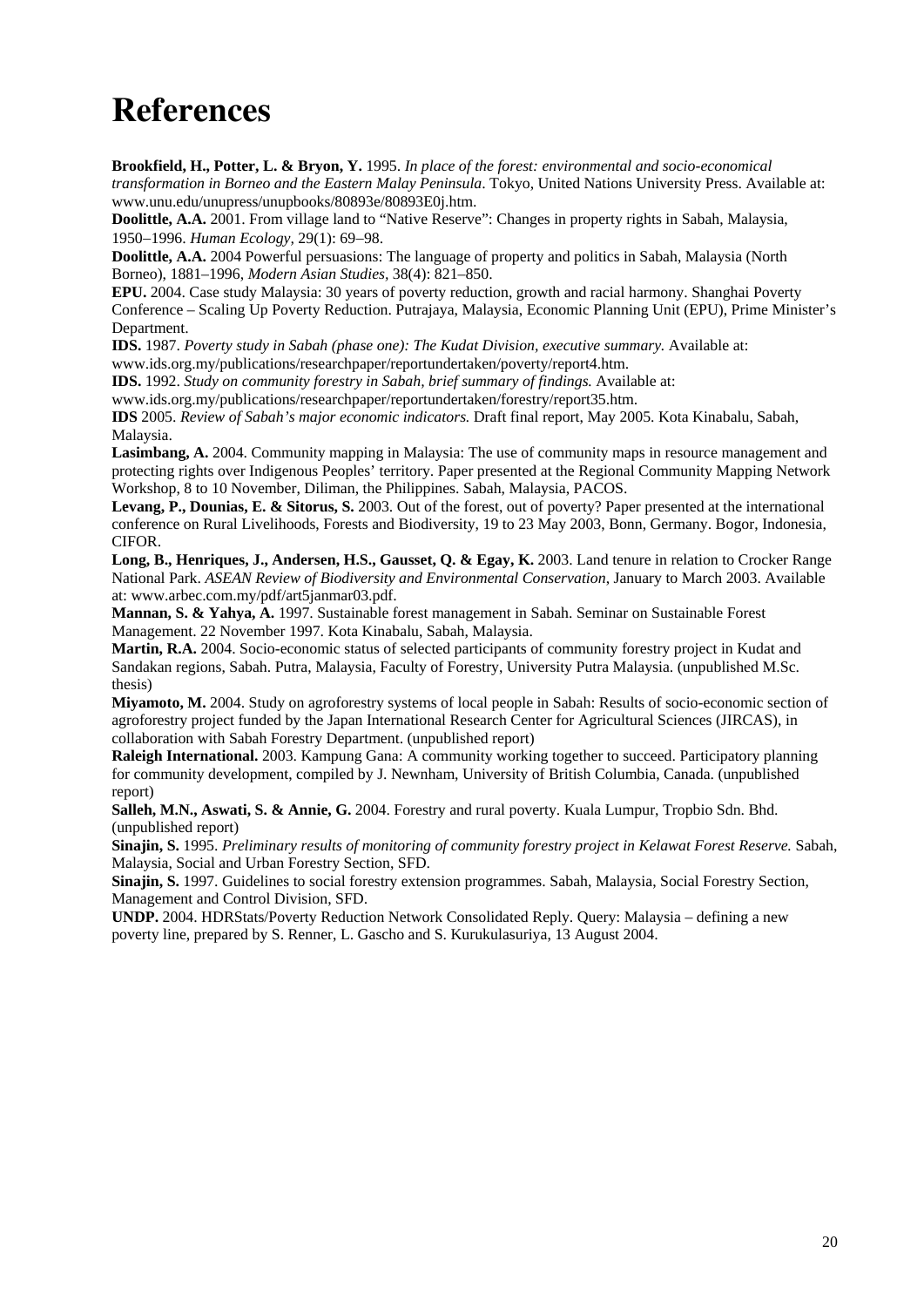# References

**Brookfield, H., Potter, L. & Bryon, Y.** 1995. *In place of the forest: environmental and socio-economical transformation in Borneo and the Eastern Malay Peninsula*. Tokyo, United Nations University Press. Available at: www.unu.edu/unupress/unupbooks/80893e/80893E0j.htm.

**Doolittle, A.A.** 2001. From village land to "Native Reserve": Changes in property rights in Sabah, Malaysia, 1950–1996. *Human Ecology*, 29(1): 69–98.

**Doolittle, A.A.** 2004 Powerful persuasions: The language of property and politics in Sabah, Malaysia (North Borneo), 1881–1996, *Modern Asian Studies*, 38(4): 821–850.

**EPU.** 2004. Case study Malaysia: 30 years of poverty reduction, growth and racial harmony. Shanghai Poverty Conference – Scaling Up Poverty Reduction. Putrajaya, Malaysia, Economic Planning Unit (EPU), Prime Minister's Department.

**IDS.** 1987. *Poverty study in Sabah (phase one): The Kudat Division, executive summary.* Available at: www.ids.org.my/publications/researchpaper/reportundertaken/poverty/report4.htm.

**IDS.** 1992. *Study on community forestry in Sabah, brief summary of findings.* Available at: www.ids.org.my/publications/researchpaper/reportundertaken/forestry/report35.htm.

**IDS** 2005. *Review of Sabah's major economic indicators.* Draft final report, May 2005. Kota Kinabalu, Sabah, Malaysia.

**Lasimbang, A.** 2004. Community mapping in Malaysia: The use of community maps in resource management and protecting rights over Indigenous Peoples' territory. Paper presented at the Regional Community Mapping Network Workshop, 8 to 10 November, Diliman, the Philippines. Sabah, Malaysia, PACOS.

**Levang, P., Dounias, E. & Sitorus, S.** 2003. Out of the forest, out of poverty? Paper presented at the international conference on Rural Livelihoods, Forests and Biodiversity, 19 to 23 May 2003, Bonn, Germany. Bogor, Indonesia, CIFOR.

**Long, B., Henriques, J., Andersen, H.S., Gausset, Q. & Egay, K.** 2003. Land tenure in relation to Crocker Range National Park. *ASEAN Review of Biodiversity and Environmental Conservation*, January to March 2003. Available at: www.arbec.com.my/pdf/art5janmar03.pdf.

**Mannan, S. & Yahya, A.** 1997. Sustainable forest management in Sabah. Seminar on Sustainable Forest Management. 22 November 1997. Kota Kinabalu, Sabah, Malaysia.

**Martin, R.A.** 2004. Socio-economic status of selected participants of community forestry project in Kudat and Sandakan regions, Sabah. Putra, Malaysia, Faculty of Forestry, University Putra Malaysia. (unpublished M.Sc. thesis)

**Miyamoto, M.** 2004. Study on agroforestry systems of local people in Sabah: Results of socio-economic section of agroforestry project funded by the Japan International Research Center for Agricultural Sciences (JIRCAS), in collaboration with Sabah Forestry Department. (unpublished report)

**Raleigh International.** 2003. Kampung Gana: A community working together to succeed. Participatory planning for community development, compiled by J. Newnham, University of British Columbia, Canada. (unpublished report)

**Salleh, M.N., Aswati, S. & Annie, G.** 2004. Forestry and rural poverty. Kuala Lumpur, Tropbio Sdn. Bhd. (unpublished report)

**Sinajin, S.** 1995. *Preliminary results of monitoring of community forestry project in Kelawat Forest Reserve.* Sabah, Malaysia, Social and Urban Forestry Section, SFD.

**Sinajin, S.** 1997. Guidelines to social forestry extension programmes. Sabah, Malaysia, Social Forestry Section, Management and Control Division, SFD.

**UNDP.** 2004. HDRStats/Poverty Reduction Network Consolidated Reply. Query: Malaysia – defining a new poverty line, prepared by S. Renner, L. Gascho and S. Kurukulasuriya, 13 August 2004.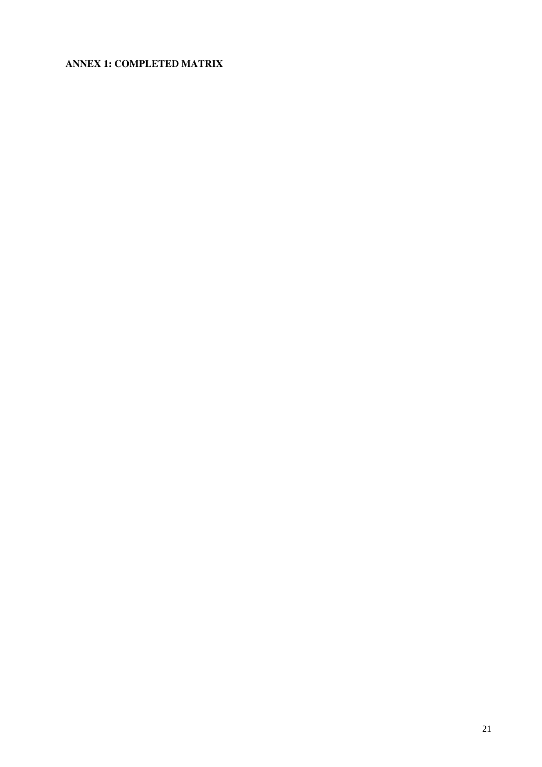**ANNEX 1: COMPLETED MATRIX**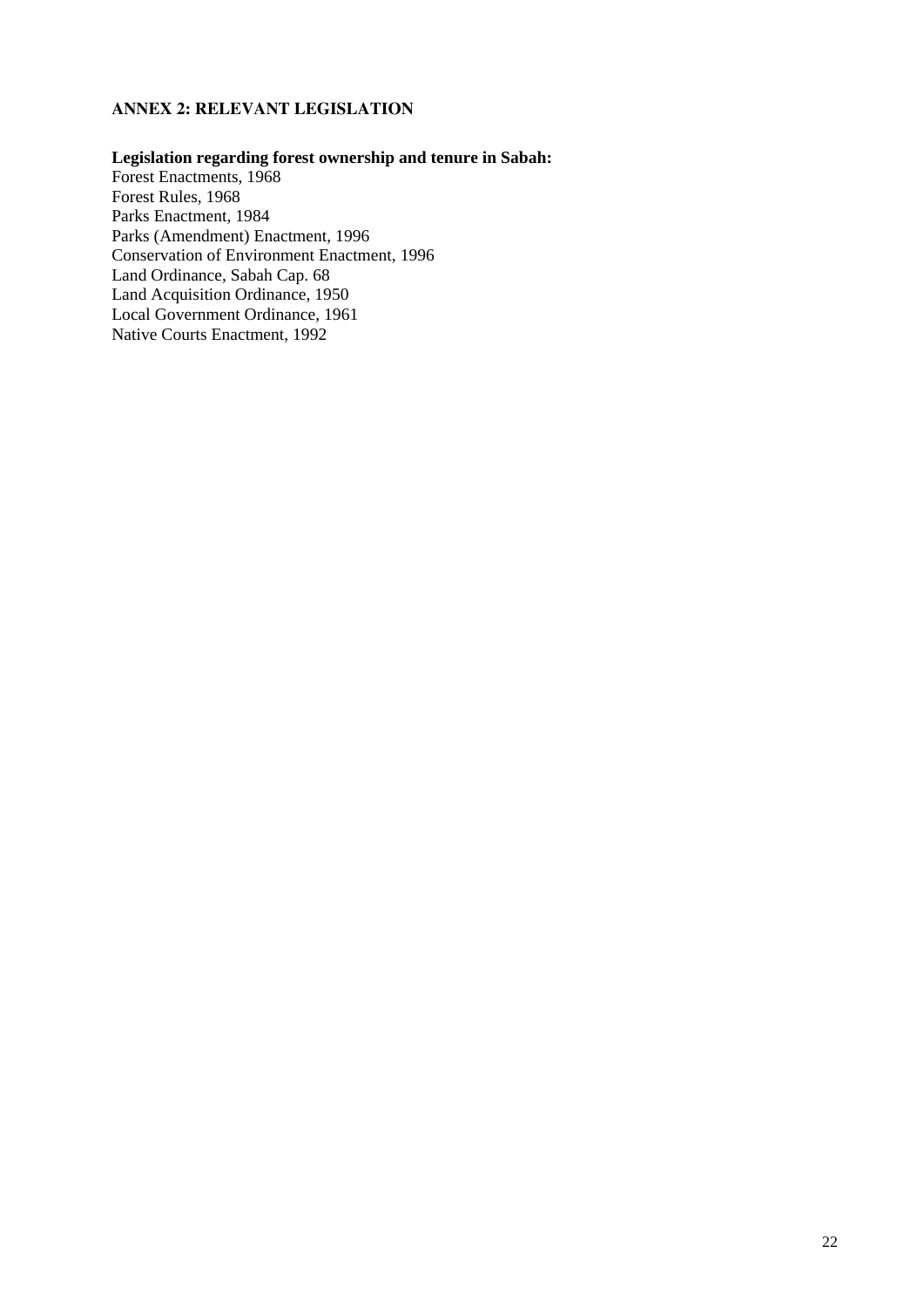## ANNEX 2: RELEVANT LEGISLATION

**Legislation regarding forest ownership and tenure in Sabah:**

Forest Enactments, 1968
Forest Rules, 1968
Parks Enactment, 1984
Parks (Amendment) Enactment, 1996
Conservation of Environment Enactment, 1996
Land Ordinance, Sabah Cap. 68
Land Acquisition Ordinance, 1950
Local Government Ordinance, 1961
Native Courts Enactment, 1992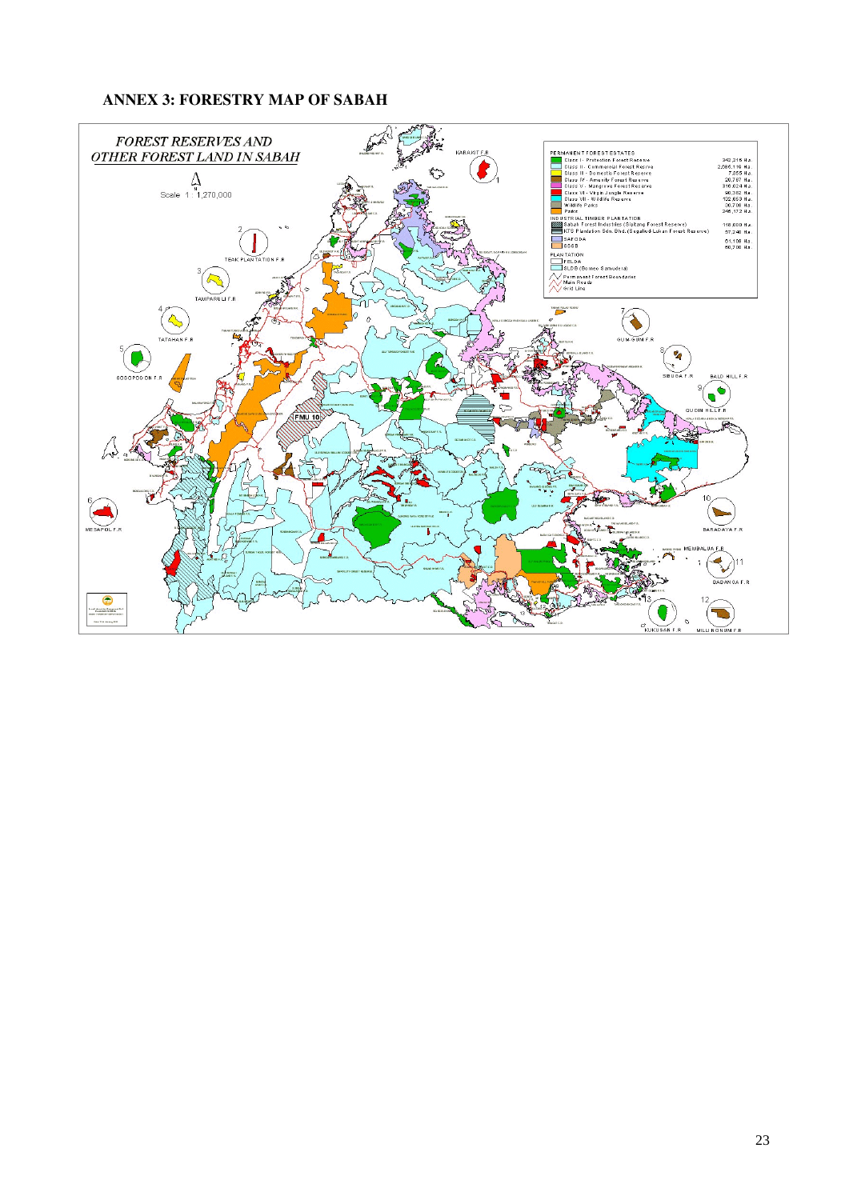## ANNEX 3: FORESTRY MAP OF SABAH

*FOREST RESERVES AND OTHER FOREST LAND IN SABAH*

Scale 1 : 1,270,000

PERMANENT FOREST ESTATES

Class I - Protection Forest Reserve 342,216 Ha.

Class II - Commercial Forest Reserve 2,696,119 Ha.

Class III - Domestic Forest Reserve 7,355 Ha.

Class IV - Amenity Forest Reserve 20,767 Ha.

Class V - Mangrove Forest Reserve 316,024 Ha.

Class VI - Virgin Jungle Reserve 90,382 Ha.

Class VII - Wildlife Reserve 132,653 Ha.

Wildlife Parks 30,708 Ha.

Parks 246,172 Ha.

INDUSTRIAL TIMBER PLANTATION

Sabah Forest Industries (Sipitang Forest Reserve) 110,000 Ha.

KTS Plantation Sdn. Bhd. (Segaliud Lokan Forest Reserve) 57,240 Ha.

SAFODA 61,106 Ha.

SSSB 60,700 Ha.

PLANTATION

FELDA

SLDB (Borneo Samudera)

Permanent Forest Boundaries

Main Roads

Grid Line

1 KARAKIT F.R.

2 TEAK PLANTATION F.R.

3 TAMPARULI F.R.

4 TATAHAN F.R.

5 SOSOPODON F.R.

6 MESAPOL F.R.

7 GUMGUM F.R.

8 SIBUDA F.R.

9 BALD HILL F.R. / GUOIN HILL F.R.

10 BARADAYA F.R.

11 MEMBALUA F.R. / BABANGA F.R.

12 MILIANONUM F.R.

13 KUKUSAN F.R.

FMU 10